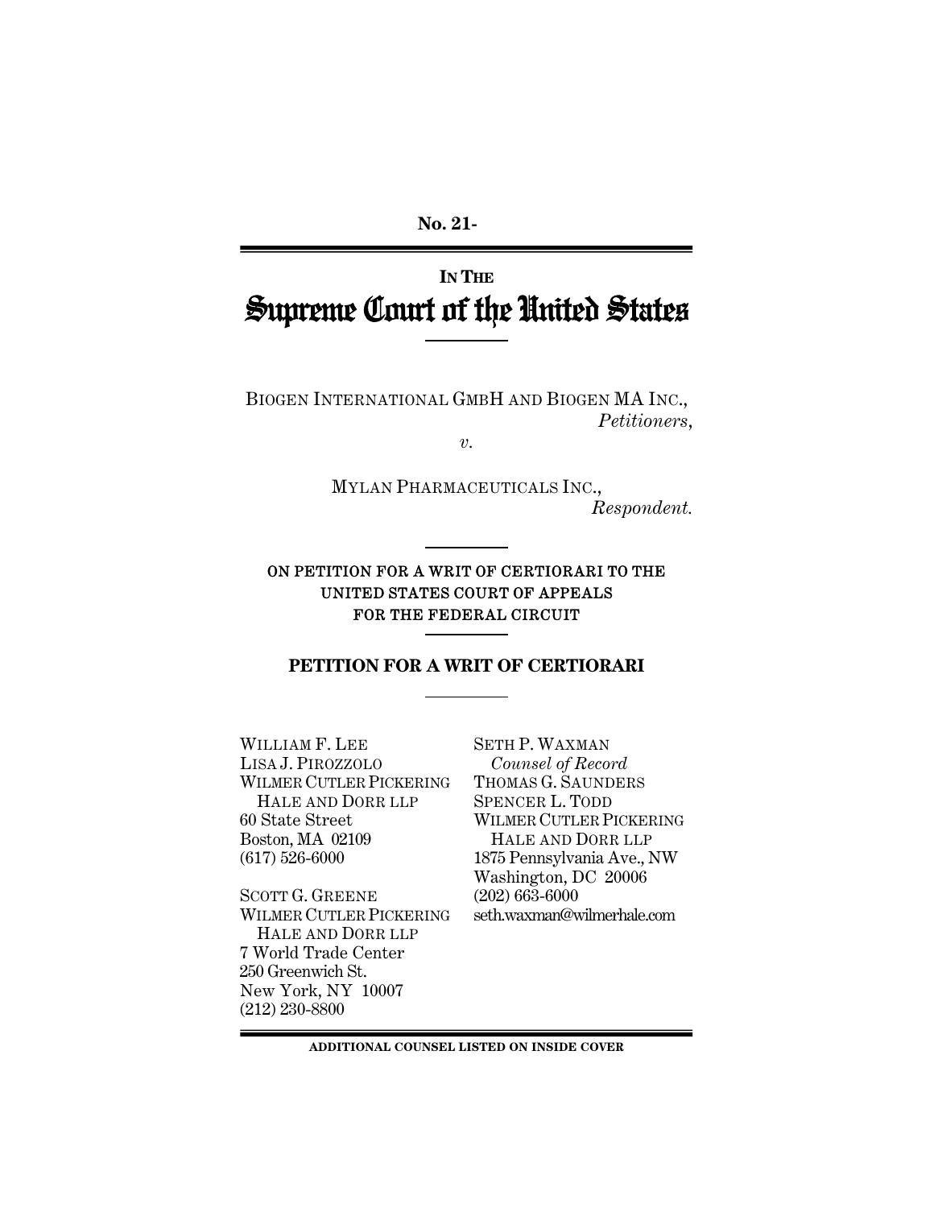**No. 21-**

IN THE

# Supreme Court of the United States

BIOGEN INTERNATIONAL GMBH AND BIOGEN MA INC.,
*Petitioners*,

*v.*

MYLAN PHARMACEUTICALS INC.,
*Respondent.*

**ON PETITION FOR A WRIT OF CERTIORARI TO THE UNITED STATES COURT OF APPEALS FOR THE FEDERAL CIRCUIT**

## PETITION FOR A WRIT OF CERTIORARI

WILLIAM F. LEE
LISA J. PIROZZOLO
WILMER CUTLER PICKERING
HALE AND DORR LLP
60 State Street
Boston, MA 02109
(617) 526-6000

SCOTT G. GREENE
WILMER CUTLER PICKERING
HALE AND DORR LLP
7 World Trade Center
250 Greenwich St.
New York, NY 10007
(212) 230-8800

SETH P. WAXMAN
*Counsel of Record*
THOMAS G. SAUNDERS
SPENCER L. TODD
WILMER CUTLER PICKERING
HALE AND DORR LLP
1875 Pennsylvania Ave., NW
Washington, DC 20006
(202) 663-6000
seth.waxman@wilmerhale.com

**ADDITIONAL COUNSEL LISTED ON INSIDE COVER**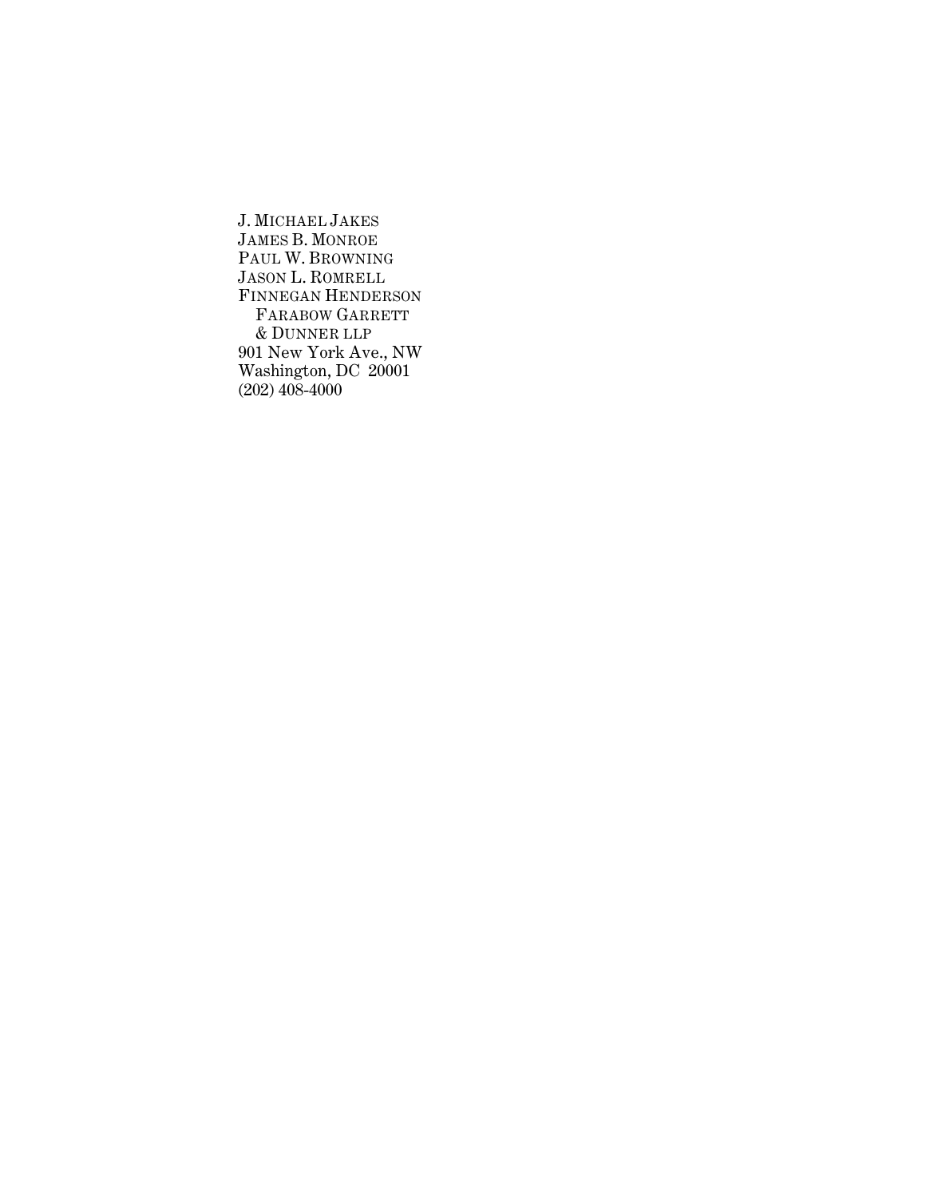J. MICHAEL JAKES
JAMES B. MONROE
PAUL W. BROWNING
JASON L. ROMRELL
FINNEGAN HENDERSON
FARABOW GARRETT
& DUNNER LLP
901 New York Ave., NW
Washington, DC 20001
(202) 408-4000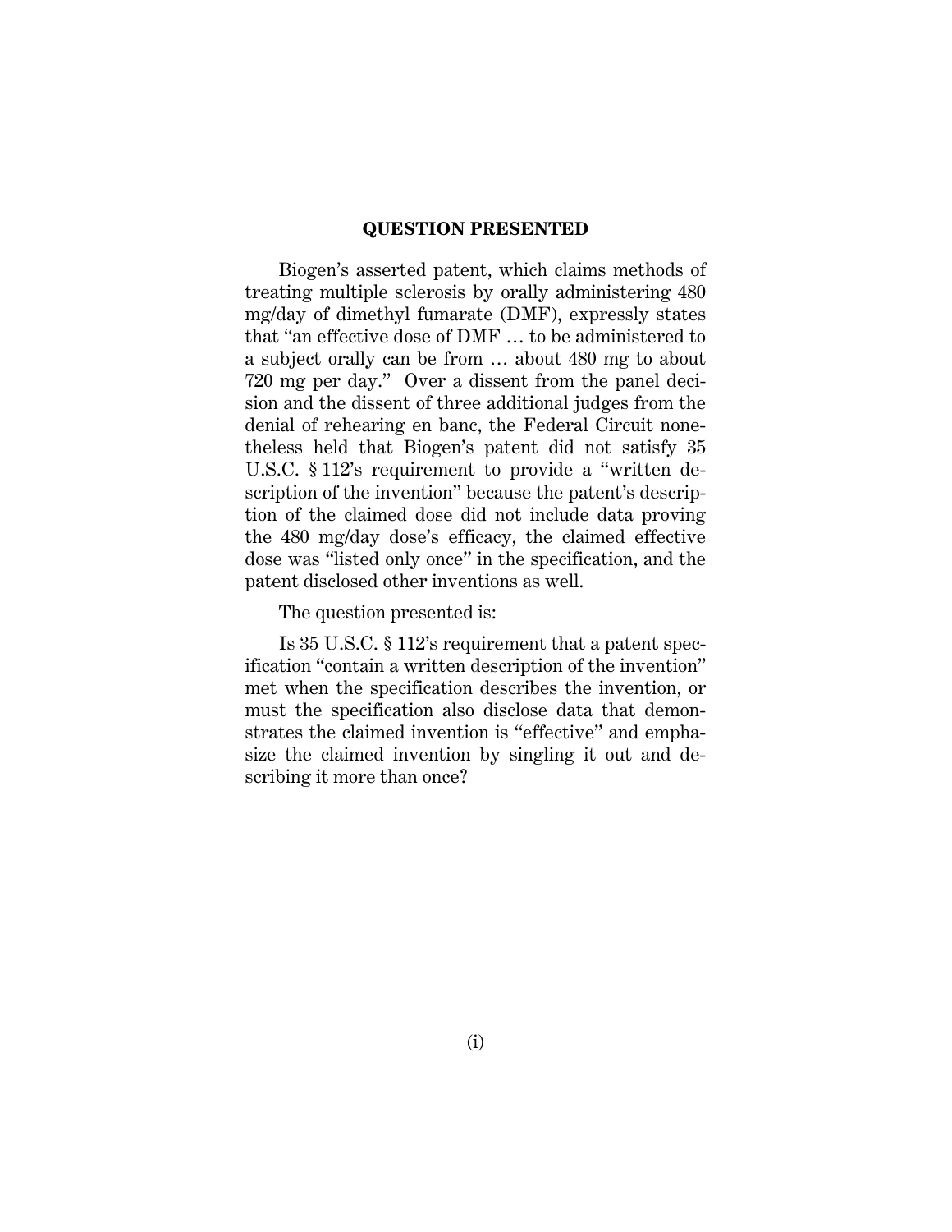## QUESTION PRESENTED

Biogen's asserted patent, which claims methods of treating multiple sclerosis by orally administering 480 mg/day of dimethyl fumarate (DMF), expressly states that "an effective dose of DMF … to be administered to a subject orally can be from … about 480 mg to about 720 mg per day." Over a dissent from the panel decision and the dissent of three additional judges from the denial of rehearing en banc, the Federal Circuit nonetheless held that Biogen's patent did not satisfy 35 U.S.C. § 112's requirement to provide a "written description of the invention" because the patent's description of the claimed dose did not include data proving the 480 mg/day dose's efficacy, the claimed effective dose was "listed only once" in the specification, and the patent disclosed other inventions as well.

The question presented is:

Is 35 U.S.C. § 112's requirement that a patent specification "contain a written description of the invention" met when the specification describes the invention, or must the specification also disclose data that demonstrates the claimed invention is "effective" and emphasize the claimed invention by singling it out and describing it more than once?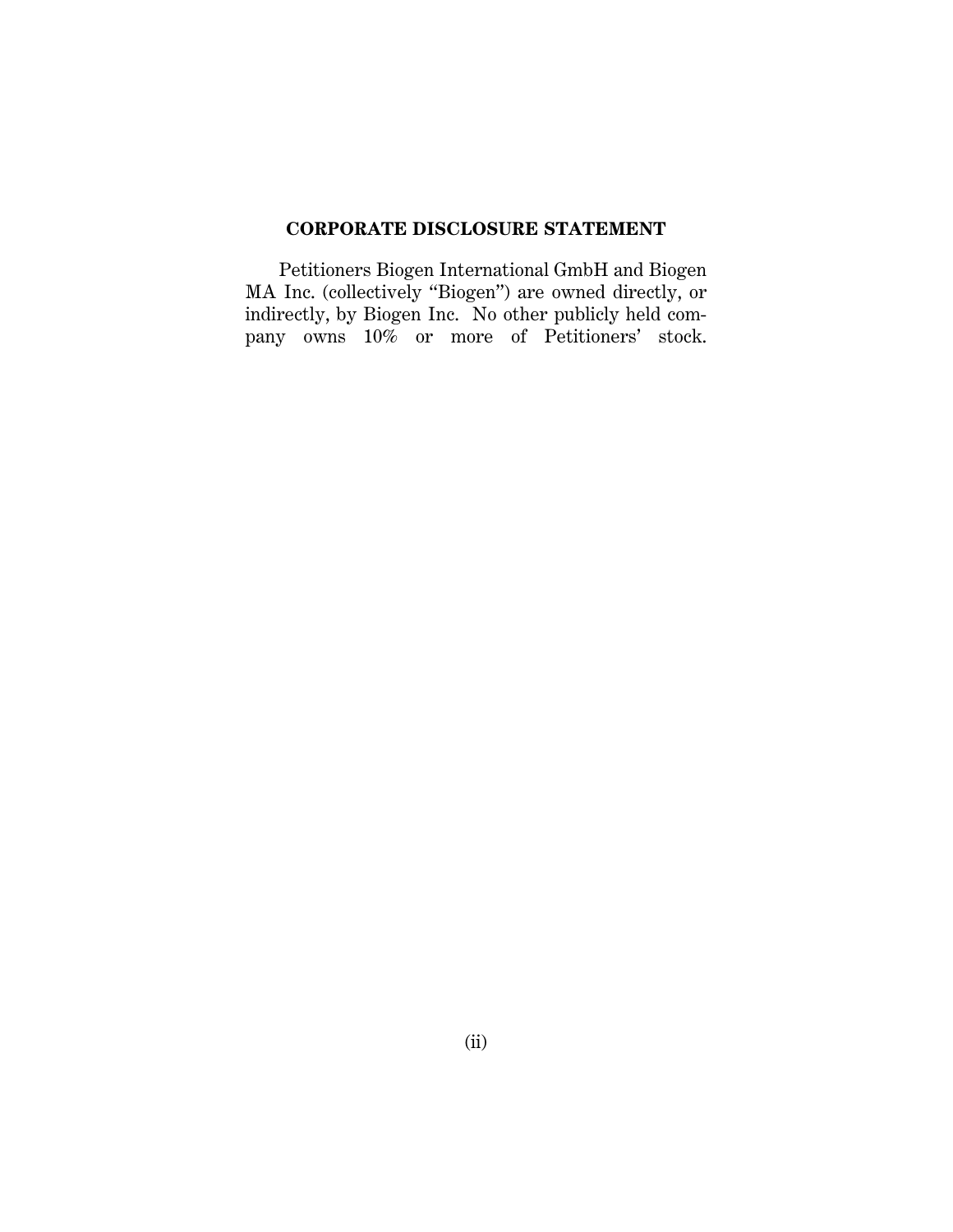## CORPORATE DISCLOSURE STATEMENT

Petitioners Biogen International GmbH and Biogen MA Inc. (collectively "Biogen") are owned directly, or indirectly, by Biogen Inc. No other publicly held company owns 10% or more of Petitioners' stock.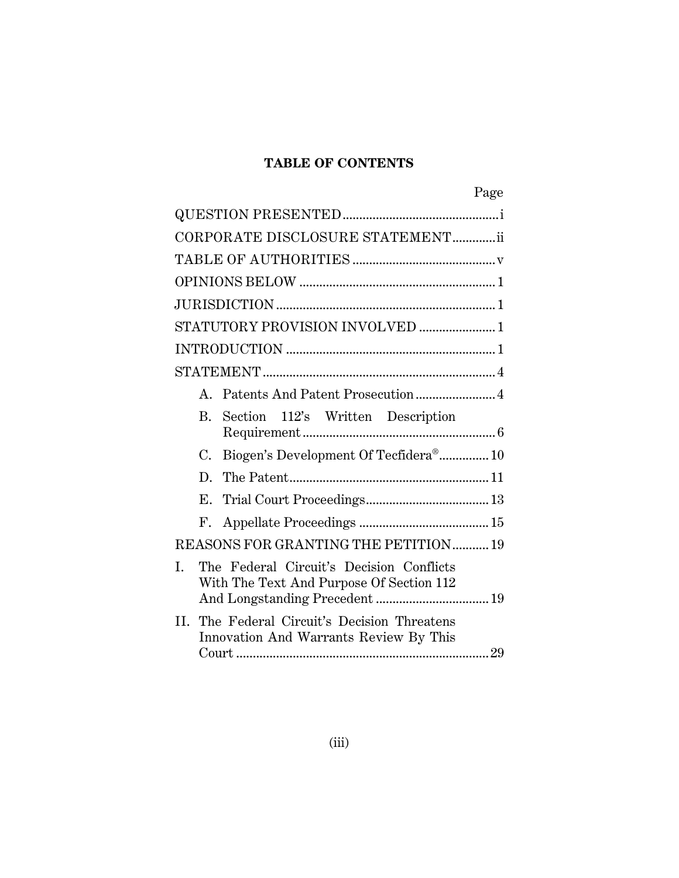# TABLE OF CONTENTS

| | Page |
|---|---|
| QUESTION PRESENTED | i |
| CORPORATE DISCLOSURE STATEMENT | ii |
| TABLE OF AUTHORITIES | v |
| OPINIONS BELOW | 1 |
| JURISDICTION | 1 |
| STATUTORY PROVISION INVOLVED | 1 |
| INTRODUCTION | 1 |
| STATEMENT | 4 |
| A. Patents And Patent Prosecution | 4 |
| B. Section 112's Written Description Requirement | 6 |
| C. Biogen's Development Of Tecfidera® | 10 |
| D. The Patent | 11 |
| E. Trial Court Proceedings | 13 |
| F. Appellate Proceedings | 15 |
| REASONS FOR GRANTING THE PETITION | 19 |
| I. The Federal Circuit's Decision Conflicts With The Text And Purpose Of Section 112 And Longstanding Precedent | 19 |
| II. The Federal Circuit's Decision Threatens Innovation And Warrants Review By This Court | 29 |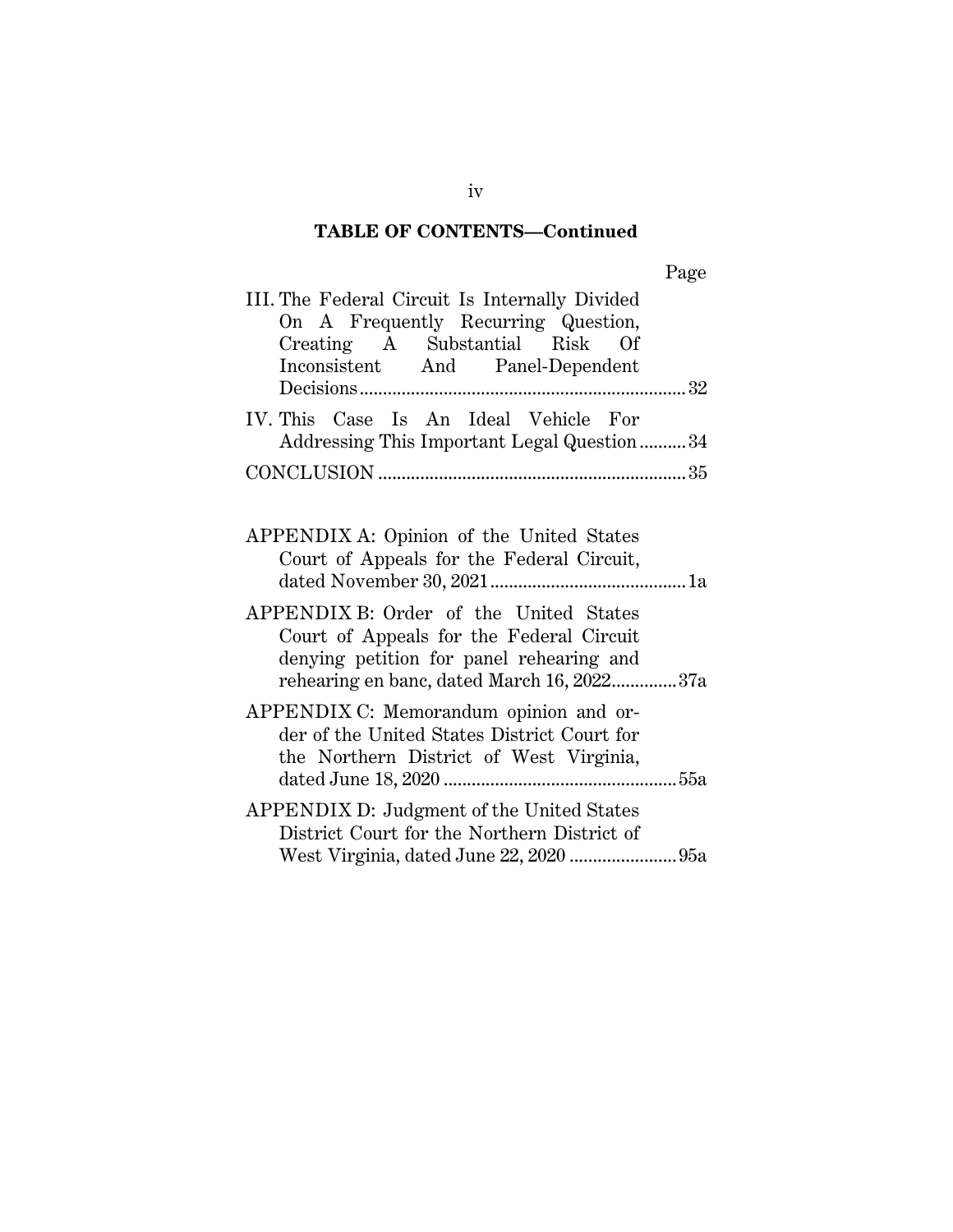**TABLE OF CONTENTS—Continued**

| | Page |
|---|---|
| III. The Federal Circuit Is Internally Divided On A Frequently Recurring Question, Creating A Substantial Risk Of Inconsistent And Panel-Dependent Decisions | 32 |
| IV. This Case Is An Ideal Vehicle For Addressing This Important Legal Question | 34 |
| CONCLUSION | 35 |
| | |
| APPENDIX A: Opinion of the United States Court of Appeals for the Federal Circuit, dated November 30, 2021 | 1a |
| APPENDIX B: Order of the United States Court of Appeals for the Federal Circuit denying petition for panel rehearing and rehearing en banc, dated March 16, 2022 | 37a |
| APPENDIX C: Memorandum opinion and order of the United States District Court for the Northern District of West Virginia, dated June 18, 2020 | 55a |
| APPENDIX D: Judgment of the United States District Court for the Northern District of West Virginia, dated June 22, 2020 | 95a |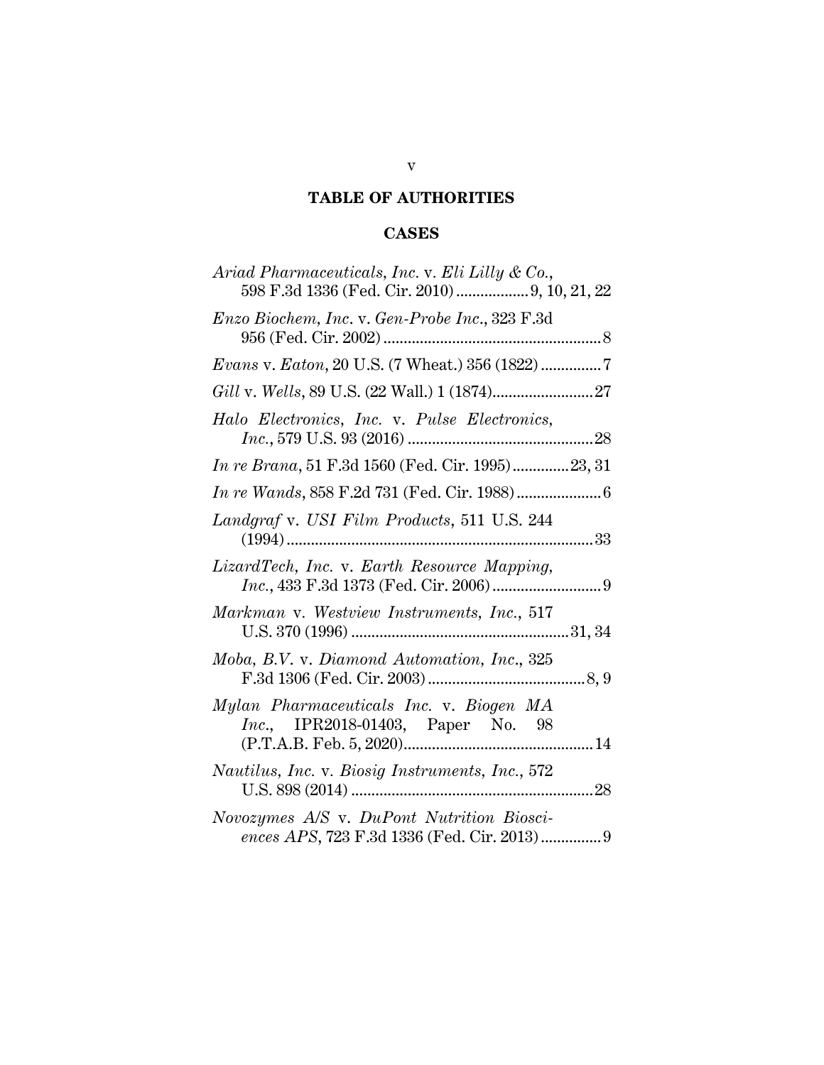# TABLE OF AUTHORITIES

## CASES

*Ariad Pharmaceuticals, Inc.* v. *Eli Lilly & Co.*, 598 F.3d 1336 (Fed. Cir. 2010) .................. 9, 10, 21, 22

*Enzo Biochem, Inc.* v. *Gen-Probe Inc.*, 323 F.3d 956 (Fed. Cir. 2002) ....................................................... 8

*Evans* v. *Eaton*, 20 U.S. (7 Wheat.) 356 (1822) ............... 7

*Gill* v. *Wells*, 89 U.S. (22 Wall.) 1 (1874)......................... 27

*Halo Electronics, Inc.* v. *Pulse Electronics, Inc.*, 579 U.S. 93 (2016) .............................................. 28

*In re Brana*, 51 F.3d 1560 (Fed. Cir. 1995) .............. 23, 31

*In re Wands*, 858 F.2d 731 (Fed. Cir. 1988) ..................... 6

*Landgraf* v. *USI Film Products*, 511 U.S. 244 (1994) ............................................................................ 33

*LizardTech, Inc.* v. *Earth Resource Mapping, Inc.*, 433 F.3d 1373 (Fed. Cir. 2006) ........................... 9

*Markman* v. *Westview Instruments, Inc.*, 517 U.S. 370 (1996) ...................................................... 31, 34

*Moba, B.V.* v. *Diamond Automation, Inc.*, 325 F.3d 1306 (Fed. Cir. 2003) ....................................... 8, 9

*Mylan Pharmaceuticals Inc.* v. *Biogen MA Inc.*, IPR2018-01403, Paper No. 98 (P.T.A.B. Feb. 5, 2020)............................................... 14

*Nautilus, Inc.* v. *Biosig Instruments, Inc.*, 572 U.S. 898 (2014) ............................................................ 28

*Novozymes A/S* v. *DuPont Nutrition Biosciences APS*, 723 F.3d 1336 (Fed. Cir. 2013) ............... 9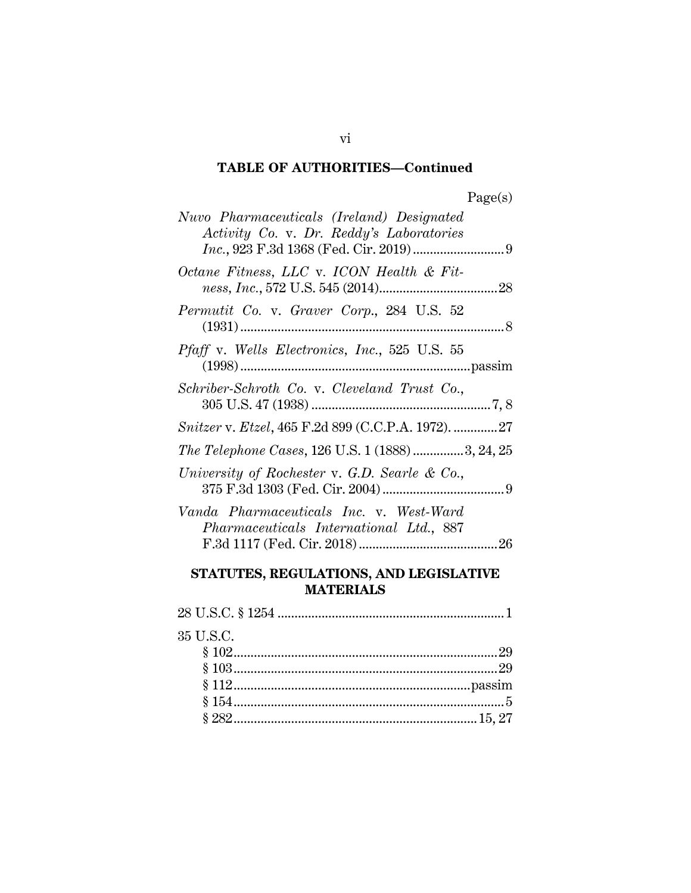## TABLE OF AUTHORITIES—Continued

Page(s)

*Nuvo Pharmaceuticals (Ireland) Designated Activity Co.* v. *Dr. Reddy's Laboratories Inc.*, 923 F.3d 1368 (Fed. Cir. 2019) .......................... 9

*Octane Fitness, LLC* v. *ICON Health & Fitness, Inc.*, 572 U.S. 545 (2014) .................................. 28

*Permutit Co.* v. *Graver Corp.*, 284 U.S. 52 (1931) ............................................................................ 8

*Pfaff* v. *Wells Electronics, Inc.*, 525 U.S. 55 (1998) .................................................................. passim

*Schriber-Schroth Co.* v. *Cleveland Trust Co.*, 305 U.S. 47 (1938) ..................................................... 7, 8

*Snitzer* v. *Etzel*, 465 F.2d 899 (C.C.P.A. 1972). ............ 27

*The Telephone Cases*, 126 U.S. 1 (1888) .............. 3, 24, 25

*University of Rochester* v. *G.D. Searle & Co.*, 375 F.3d 1303 (Fed. Cir. 2004) .................................. 9

*Vanda Pharmaceuticals Inc.* v. *West-Ward Pharmaceuticals International Ltd.*, 887 F.3d 1117 (Fed. Cir. 2018) ........................................ 26

## STATUTES, REGULATIONS, AND LEGISLATIVE MATERIALS

28 U.S.C. § 1254 .................................................................. 1

35 U.S.C.
- § 102 ............................................................................ 29
- § 103 ............................................................................ 29
- § 112 .................................................................... passim
- § 154 .............................................................................. 5
- § 282 ...................................................................... 15, 27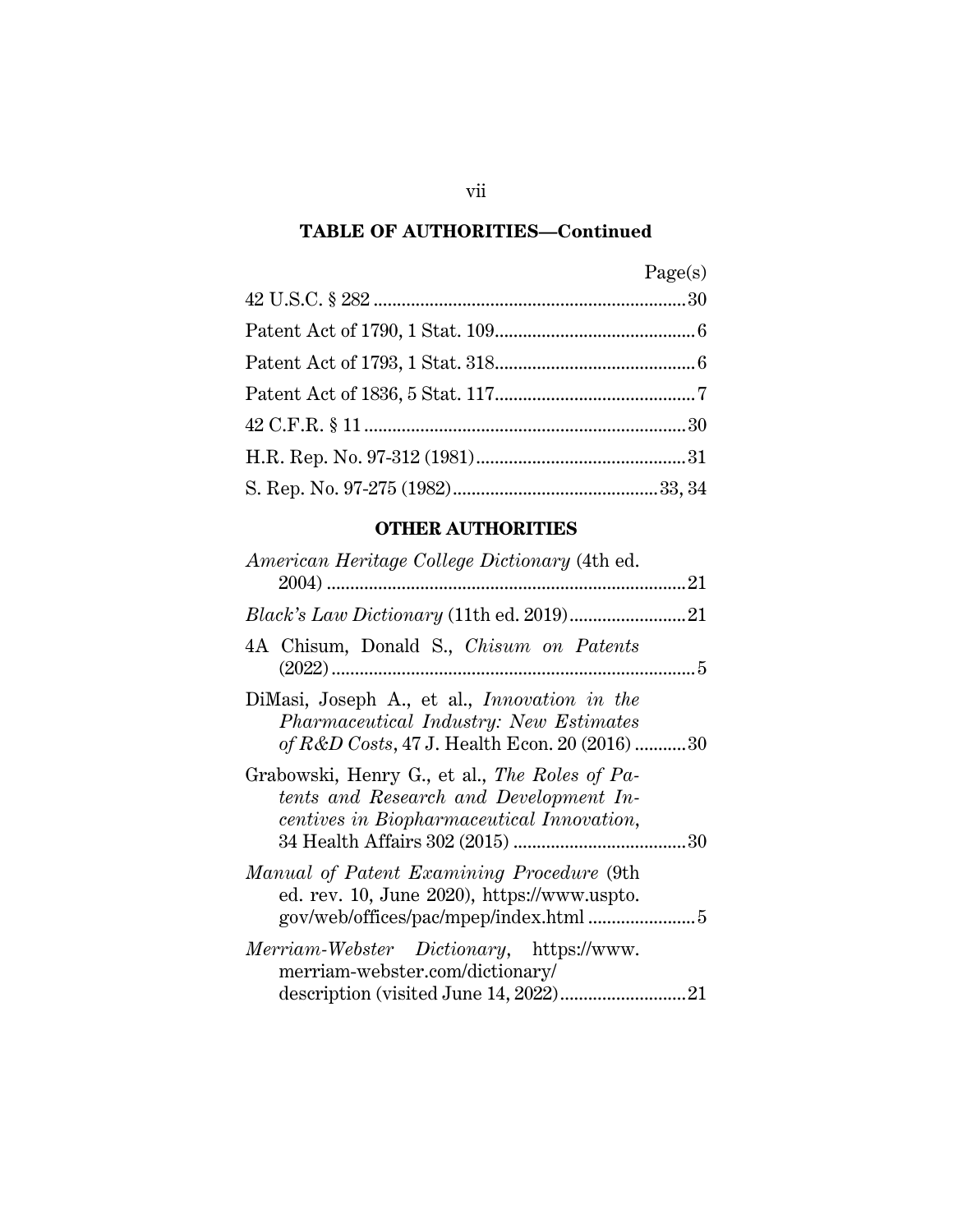## TABLE OF AUTHORITIES—Continued

| | Page(s) |
|---|---|
| 42 U.S.C. § 282 | 30 |
| Patent Act of 1790, 1 Stat. 109 | 6 |
| Patent Act of 1793, 1 Stat. 318 | 6 |
| Patent Act of 1836, 5 Stat. 117 | 7 |
| 42 C.F.R. § 11 | 30 |
| H.R. Rep. No. 97-312 (1981) | 31 |
| S. Rep. No. 97-275 (1982) | 33, 34 |

### OTHER AUTHORITIES

| | |
|---|---|
| *American Heritage College Dictionary* (4th ed. 2004) | 21 |
| *Black's Law Dictionary* (11th ed. 2019) | 21 |
| 4A Chisum, Donald S., *Chisum on Patents* (2022) | 5 |
| DiMasi, Joseph A., et al., *Innovation in the Pharmaceutical Industry: New Estimates of R&D Costs*, 47 J. Health Econ. 20 (2016) | 30 |
| Grabowski, Henry G., et al., *The Roles of Patents and Research and Development Incentives in Biopharmaceutical Innovation*, 34 Health Affairs 302 (2015) | 30 |
| *Manual of Patent Examining Procedure* (9th ed. rev. 10, June 2020), https://www.uspto.gov/web/offices/pac/mpep/index.html | 5 |
| *Merriam-Webster Dictionary*, https://www.merriam-webster.com/dictionary/description (visited June 14, 2022) | 21 |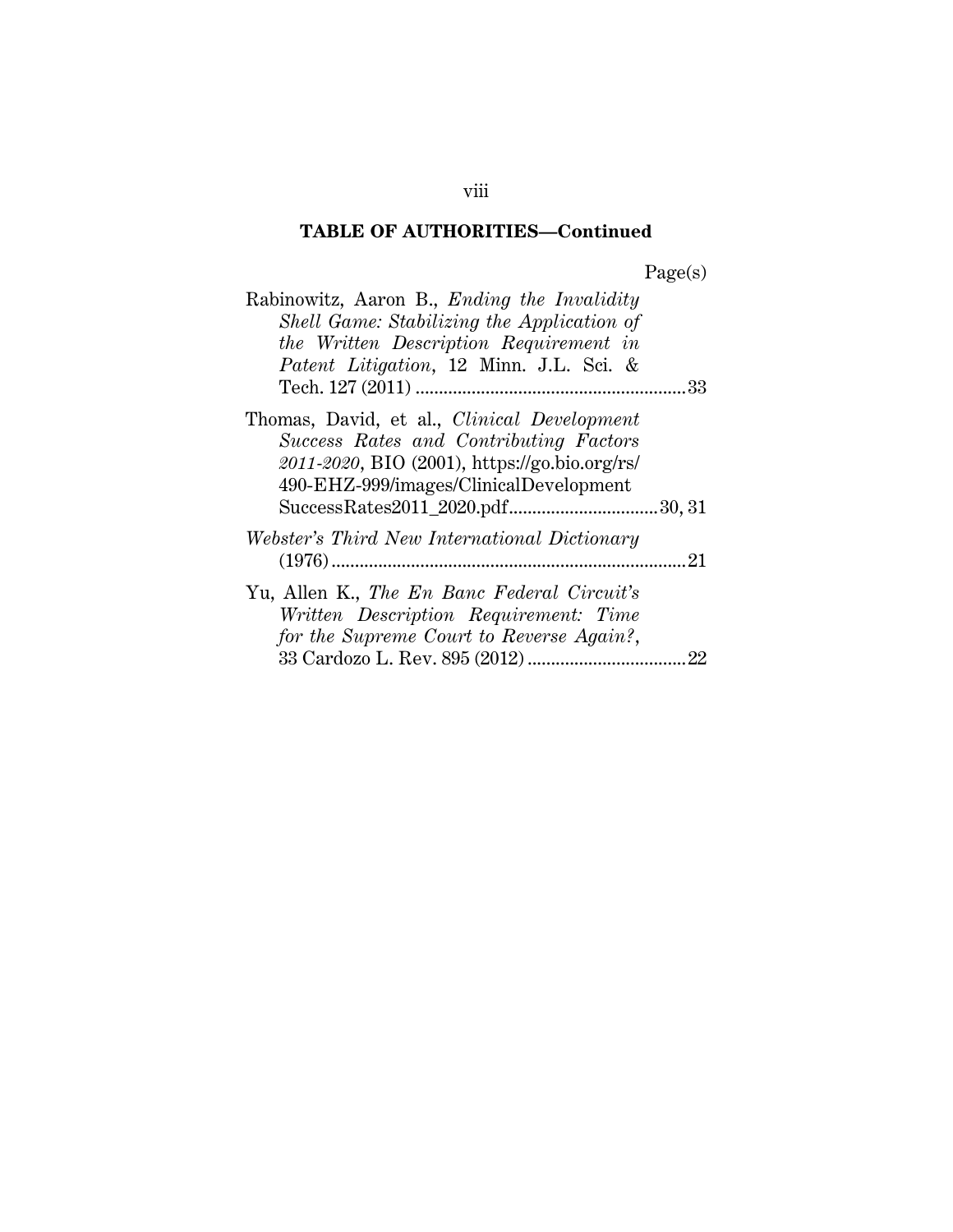**TABLE OF AUTHORITIES—Continued**

Page(s)

Rabinowitz, Aaron B., *Ending the Invalidity Shell Game: Stabilizing the Application of the Written Description Requirement in Patent Litigation*, 12 Minn. J.L. Sci. & Tech. 127 (2011) .......................................................... 33

Thomas, David, et al., *Clinical Development Success Rates and Contributing Factors 2011-2020*, BIO (2001), https://go.bio.org/rs/490-EHZ-999/images/ClinicalDevelopmentSuccessRates2011_2020.pdf ................................ 30, 31

*Webster's Third New International Dictionary* (1976) ........................................................................... 21

Yu, Allen K., *The En Banc Federal Circuit's Written Description Requirement: Time for the Supreme Court to Reverse Again?*, 33 Cardozo L. Rev. 895 (2012) ................................. 22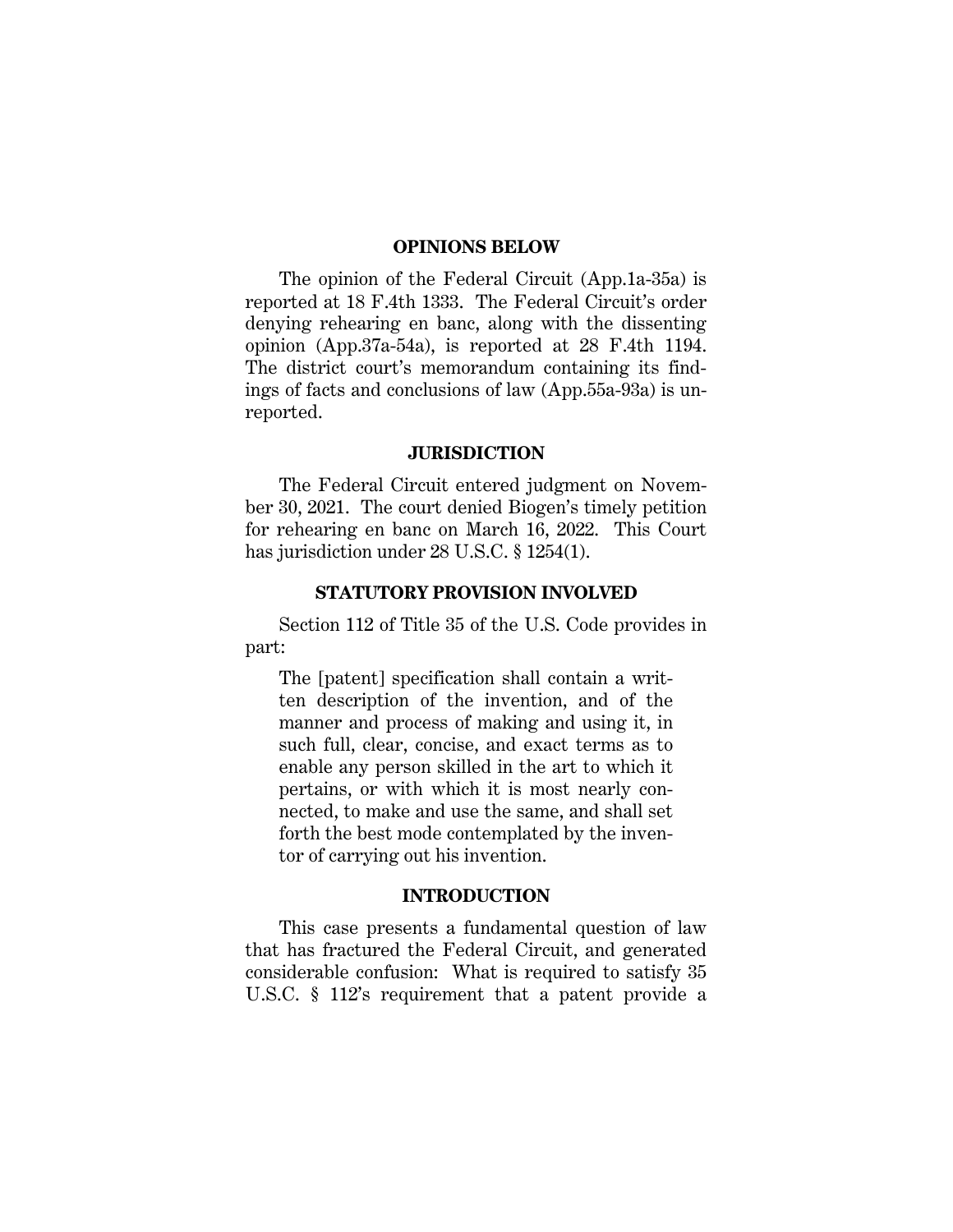## OPINIONS BELOW

The opinion of the Federal Circuit (App.1a-35a) is reported at 18 F.4th 1333. The Federal Circuit's order denying rehearing en banc, along with the dissenting opinion (App.37a-54a), is reported at 28 F.4th 1194. The district court's memorandum containing its findings of facts and conclusions of law (App.55a-93a) is unreported.

## JURISDICTION

The Federal Circuit entered judgment on November 30, 2021. The court denied Biogen's timely petition for rehearing en banc on March 16, 2022. This Court has jurisdiction under 28 U.S.C. § 1254(1).

## STATUTORY PROVISION INVOLVED

Section 112 of Title 35 of the U.S. Code provides in part:

> The [patent] specification shall contain a written description of the invention, and of the manner and process of making and using it, in such full, clear, concise, and exact terms as to enable any person skilled in the art to which it pertains, or with which it is most nearly connected, to make and use the same, and shall set forth the best mode contemplated by the inventor of carrying out his invention.

## INTRODUCTION

This case presents a fundamental question of law that has fractured the Federal Circuit, and generated considerable confusion: What is required to satisfy 35 U.S.C. § 112's requirement that a patent provide a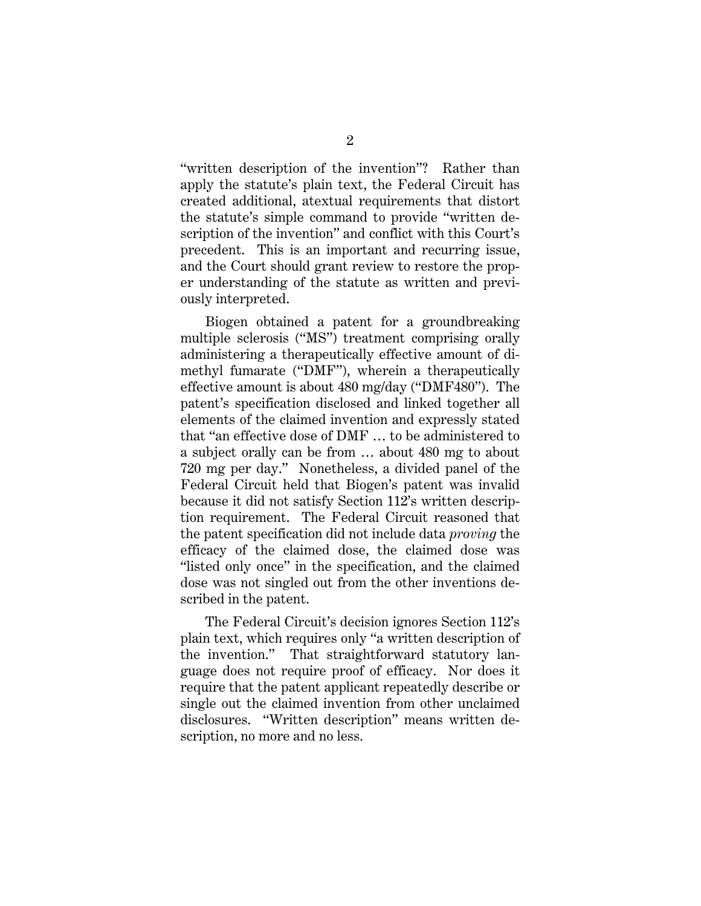"written description of the invention"? Rather than apply the statute's plain text, the Federal Circuit has created additional, atextual requirements that distort the statute's simple command to provide "written description of the invention" and conflict with this Court's precedent. This is an important and recurring issue, and the Court should grant review to restore the proper understanding of the statute as written and previously interpreted.

Biogen obtained a patent for a groundbreaking multiple sclerosis ("MS") treatment comprising orally administering a therapeutically effective amount of dimethyl fumarate ("DMF"), wherein a therapeutically effective amount is about 480 mg/day ("DMF480"). The patent's specification disclosed and linked together all elements of the claimed invention and expressly stated that "an effective dose of DMF … to be administered to a subject orally can be from … about 480 mg to about 720 mg per day." Nonetheless, a divided panel of the Federal Circuit held that Biogen's patent was invalid because it did not satisfy Section 112's written description requirement. The Federal Circuit reasoned that the patent specification did not include data *proving* the efficacy of the claimed dose, the claimed dose was "listed only once" in the specification, and the claimed dose was not singled out from the other inventions described in the patent.

The Federal Circuit's decision ignores Section 112's plain text, which requires only "a written description of the invention." That straightforward statutory language does not require proof of efficacy. Nor does it require that the patent applicant repeatedly describe or single out the claimed invention from other unclaimed disclosures. "Written description" means written description, no more and no less.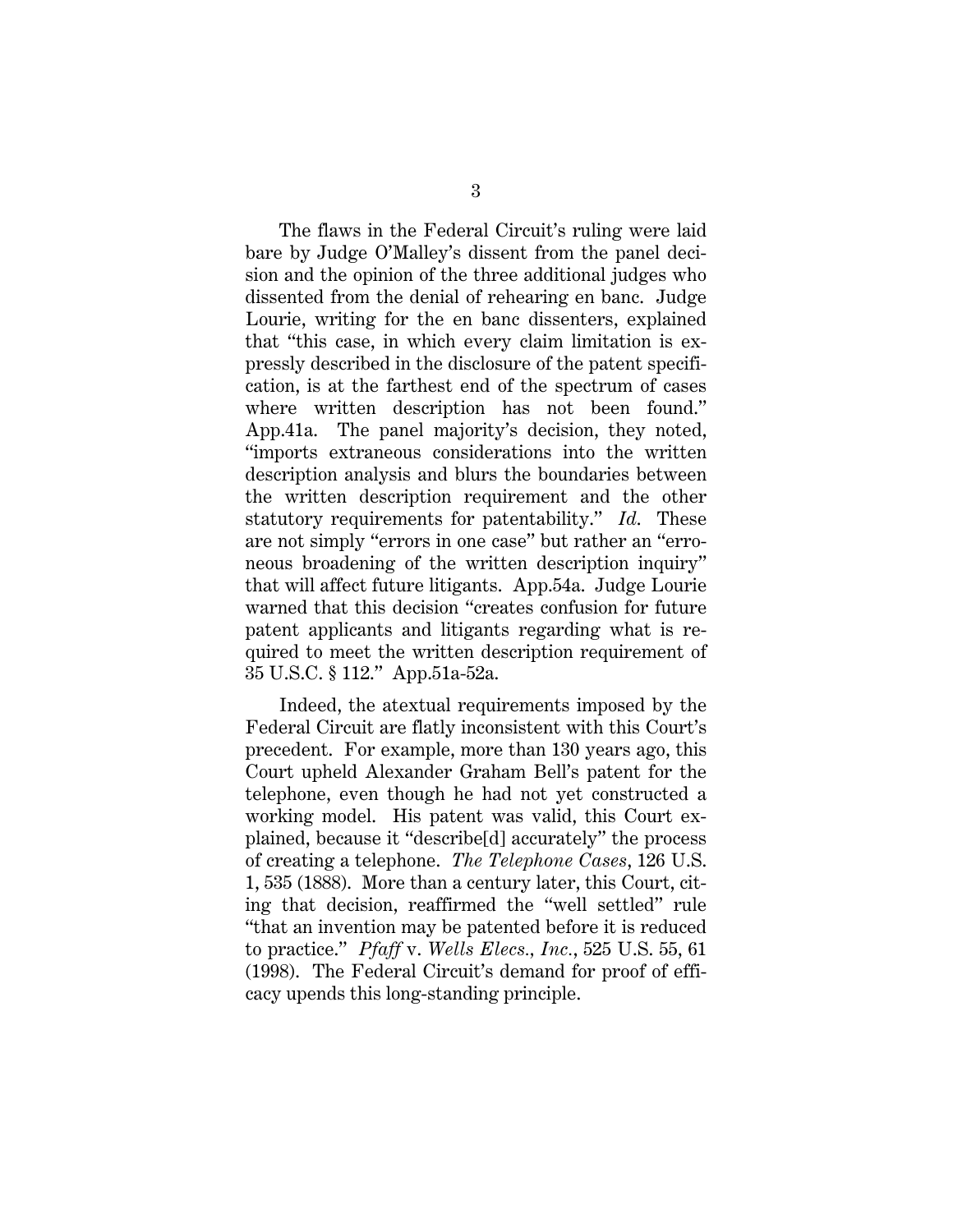The flaws in the Federal Circuit's ruling were laid bare by Judge O'Malley's dissent from the panel decision and the opinion of the three additional judges who dissented from the denial of rehearing en banc. Judge Lourie, writing for the en banc dissenters, explained that "this case, in which every claim limitation is expressly described in the disclosure of the patent specification, is at the farthest end of the spectrum of cases where written description has not been found." App.41a. The panel majority's decision, they noted, "imports extraneous considerations into the written description analysis and blurs the boundaries between the written description requirement and the other statutory requirements for patentability." *Id*. These are not simply "errors in one case" but rather an "erroneous broadening of the written description inquiry" that will affect future litigants. App.54a. Judge Lourie warned that this decision "creates confusion for future patent applicants and litigants regarding what is required to meet the written description requirement of 35 U.S.C. § 112." App.51a-52a.

Indeed, the atextual requirements imposed by the Federal Circuit are flatly inconsistent with this Court's precedent. For example, more than 130 years ago, this Court upheld Alexander Graham Bell's patent for the telephone, even though he had not yet constructed a working model. His patent was valid, this Court explained, because it "describe[d] accurately" the process of creating a telephone. *The Telephone Cases*, 126 U.S. 1, 535 (1888). More than a century later, this Court, citing that decision, reaffirmed the "well settled" rule "that an invention may be patented before it is reduced to practice." *Pfaff* v. *Wells Elecs., Inc.*, 525 U.S. 55, 61 (1998). The Federal Circuit's demand for proof of efficacy upends this long-standing principle.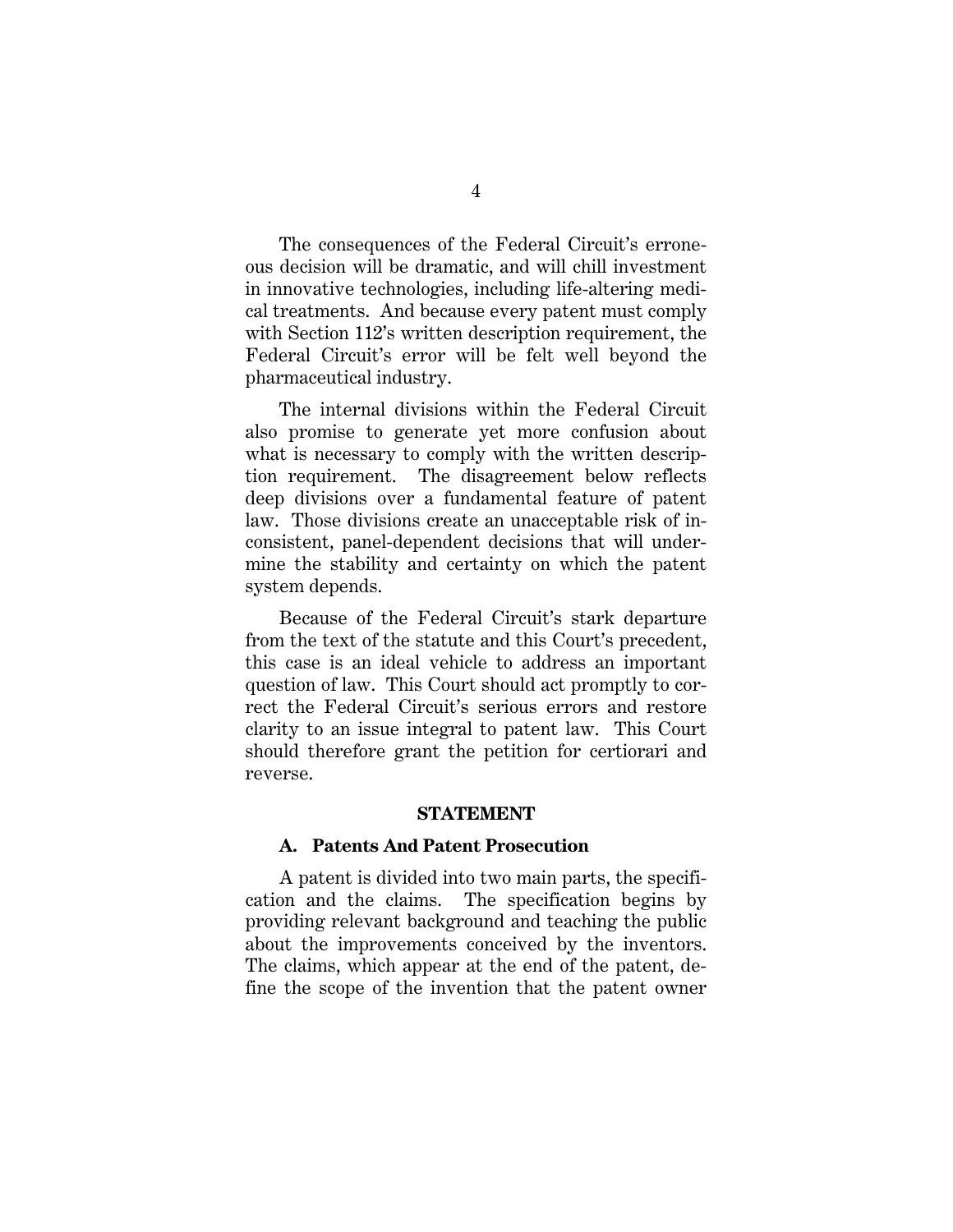The consequences of the Federal Circuit's erroneous decision will be dramatic, and will chill investment in innovative technologies, including life-altering medical treatments. And because every patent must comply with Section 112's written description requirement, the Federal Circuit's error will be felt well beyond the pharmaceutical industry.

The internal divisions within the Federal Circuit also promise to generate yet more confusion about what is necessary to comply with the written description requirement. The disagreement below reflects deep divisions over a fundamental feature of patent law. Those divisions create an unacceptable risk of inconsistent, panel-dependent decisions that will undermine the stability and certainty on which the patent system depends.

Because of the Federal Circuit's stark departure from the text of the statute and this Court's precedent, this case is an ideal vehicle to address an important question of law. This Court should act promptly to correct the Federal Circuit's serious errors and restore clarity to an issue integral to patent law. This Court should therefore grant the petition for certiorari and reverse.

## STATEMENT

### A. Patents And Patent Prosecution

A patent is divided into two main parts, the specification and the claims. The specification begins by providing relevant background and teaching the public about the improvements conceived by the inventors. The claims, which appear at the end of the patent, define the scope of the invention that the patent owner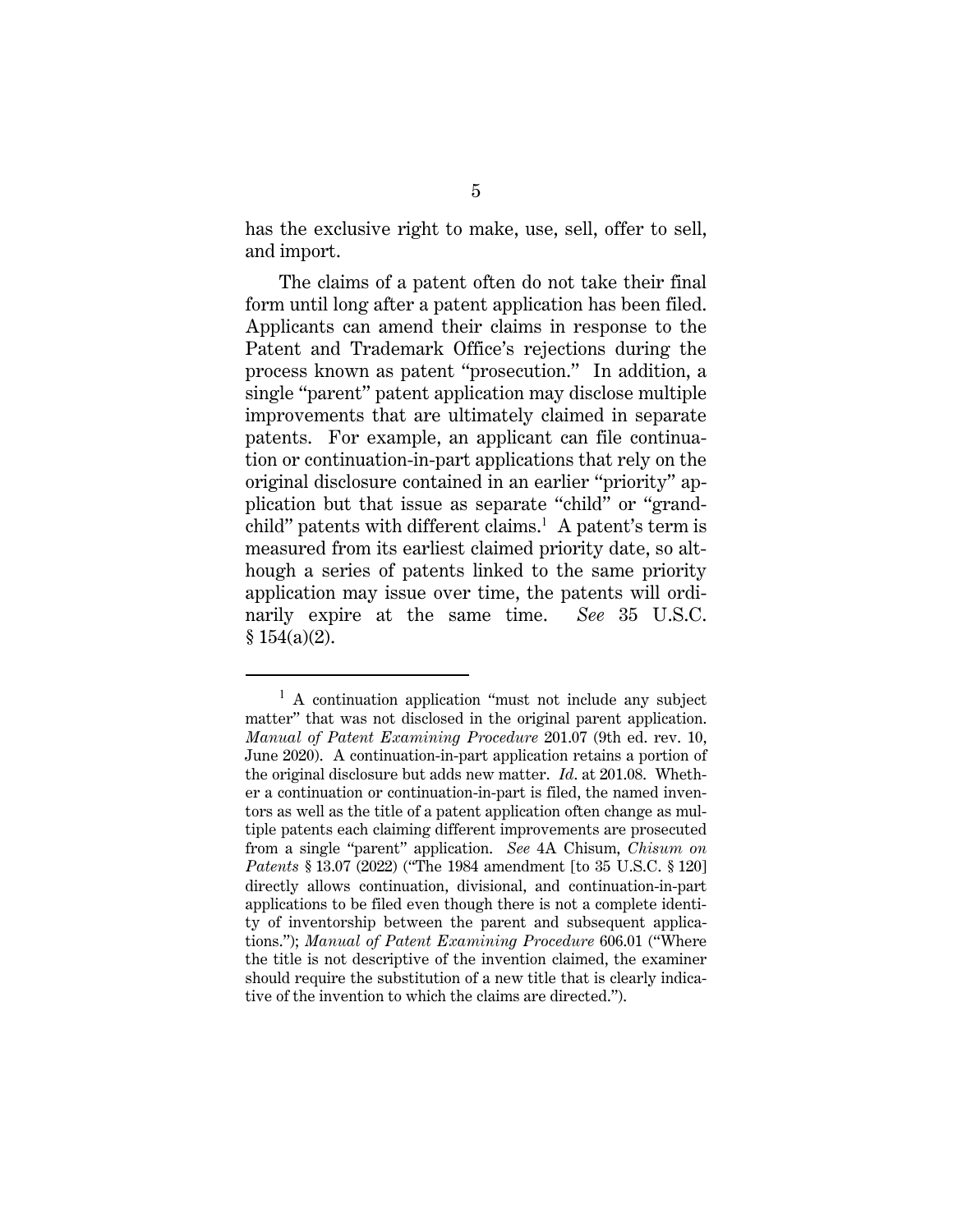has the exclusive right to make, use, sell, offer to sell, and import.

The claims of a patent often do not take their final form until long after a patent application has been filed. Applicants can amend their claims in response to the Patent and Trademark Office's rejections during the process known as patent "prosecution." In addition, a single "parent" patent application may disclose multiple improvements that are ultimately claimed in separate patents. For example, an applicant can file continuation or continuation-in-part applications that rely on the original disclosure contained in an earlier "priority" application but that issue as separate "child" or "grandchild" patents with different claims.[1] A patent's term is measured from its earliest claimed priority date, so although a series of patents linked to the same priority application may issue over time, the patents will ordinarily expire at the same time. *See* 35 U.S.C. § 154(a)(2).

---

[1] A continuation application "must not include any subject matter" that was not disclosed in the original parent application. *Manual of Patent Examining Procedure* 201.07 (9th ed. rev. 10, June 2020). A continuation-in-part application retains a portion of the original disclosure but adds new matter. *Id.* at 201.08. Whether a continuation or continuation-in-part is filed, the named inventors as well as the title of a patent application often change as multiple patents each claiming different improvements are prosecuted from a single "parent" application. *See* 4A Chisum, *Chisum on Patents* § 13.07 (2022) ("The 1984 amendment [to 35 U.S.C. § 120] directly allows continuation, divisional, and continuation-in-part applications to be filed even though there is not a complete identity of inventorship between the parent and subsequent applications."); *Manual of Patent Examining Procedure* 606.01 ("Where the title is not descriptive of the invention claimed, the examiner should require the substitution of a new title that is clearly indicative of the invention to which the claims are directed.").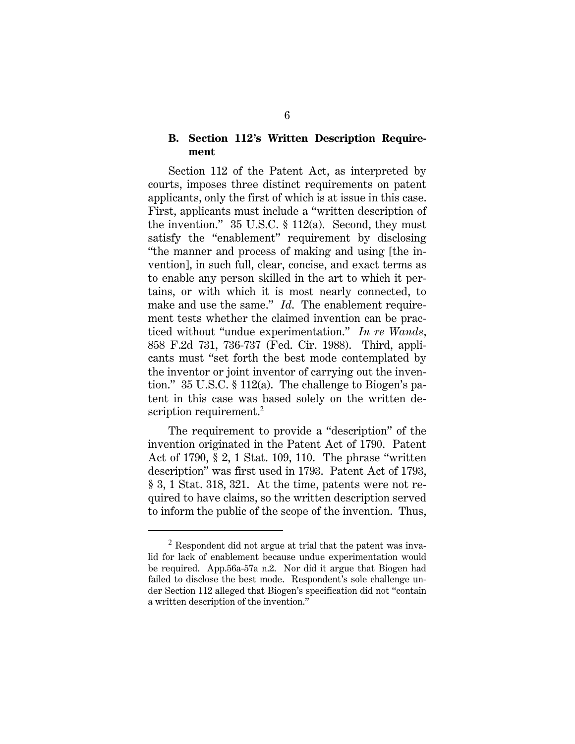### B. Section 112's Written Description Requirement

Section 112 of the Patent Act, as interpreted by courts, imposes three distinct requirements on patent applicants, only the first of which is at issue in this case. First, applicants must include a "written description of the invention." 35 U.S.C. § 112(a). Second, they must satisfy the "enablement" requirement by disclosing "the manner and process of making and using [the invention], in such full, clear, concise, and exact terms as to enable any person skilled in the art to which it pertains, or with which it is most nearly connected, to make and use the same." *Id.* The enablement requirement tests whether the claimed invention can be practiced without "undue experimentation." *In re Wands*, 858 F.2d 731, 736-737 (Fed. Cir. 1988). Third, applicants must "set forth the best mode contemplated by the inventor or joint inventor of carrying out the invention." 35 U.S.C. § 112(a). The challenge to Biogen's patent in this case was based solely on the written description requirement.[2]

The requirement to provide a "description" of the invention originated in the Patent Act of 1790. Patent Act of 1790, § 2, 1 Stat. 109, 110. The phrase "written description" was first used in 1793. Patent Act of 1793, § 3, 1 Stat. 318, 321. At the time, patents were not required to have claims, so the written description served to inform the public of the scope of the invention. Thus,

---

[2] Respondent did not argue at trial that the patent was invalid for lack of enablement because undue experimentation would be required. App.56a-57a n.2. Nor did it argue that Biogen had failed to disclose the best mode. Respondent's sole challenge under Section 112 alleged that Biogen's specification did not "contain a written description of the invention."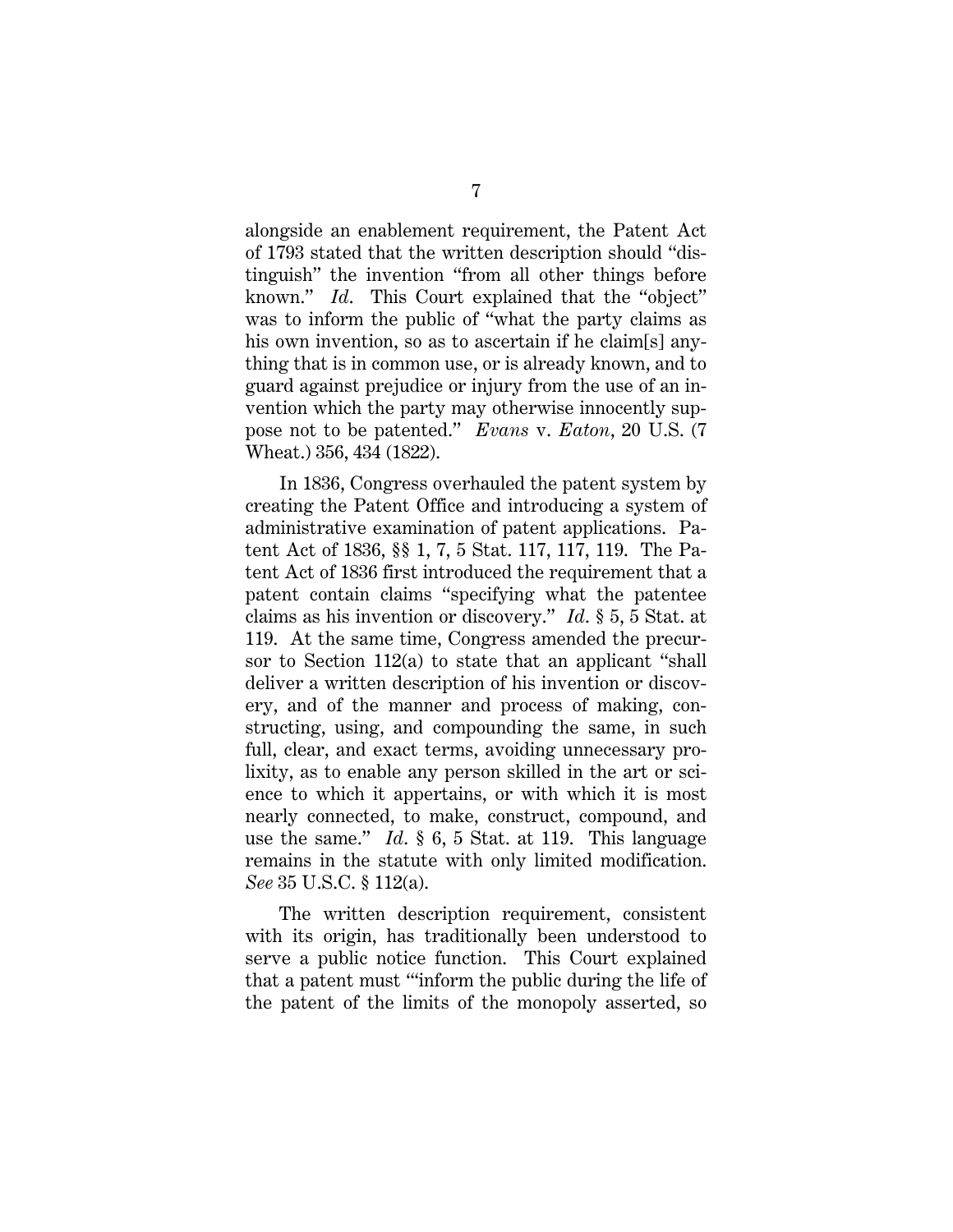alongside an enablement requirement, the Patent Act of 1793 stated that the written description should "distinguish" the invention "from all other things before known." *Id*. This Court explained that the "object" was to inform the public of "what the party claims as his own invention, so as to ascertain if he claim[s] anything that is in common use, or is already known, and to guard against prejudice or injury from the use of an invention which the party may otherwise innocently suppose not to be patented." *Evans* v. *Eaton*, 20 U.S. (7 Wheat.) 356, 434 (1822).

In 1836, Congress overhauled the patent system by creating the Patent Office and introducing a system of administrative examination of patent applications. Patent Act of 1836, §§ 1, 7, 5 Stat. 117, 117, 119. The Patent Act of 1836 first introduced the requirement that a patent contain claims "specifying what the patentee claims as his invention or discovery." *Id*. § 5, 5 Stat. at 119. At the same time, Congress amended the precursor to Section 112(a) to state that an applicant "shall deliver a written description of his invention or discovery, and of the manner and process of making, constructing, using, and compounding the same, in such full, clear, and exact terms, avoiding unnecessary prolixity, as to enable any person skilled in the art or science to which it appertains, or with which it is most nearly connected, to make, construct, compound, and use the same." *Id*. § 6, 5 Stat. at 119. This language remains in the statute with only limited modification. *See* 35 U.S.C. § 112(a).

The written description requirement, consistent with its origin, has traditionally been understood to serve a public notice function. This Court explained that a patent must "'inform the public during the life of the patent of the limits of the monopoly asserted, so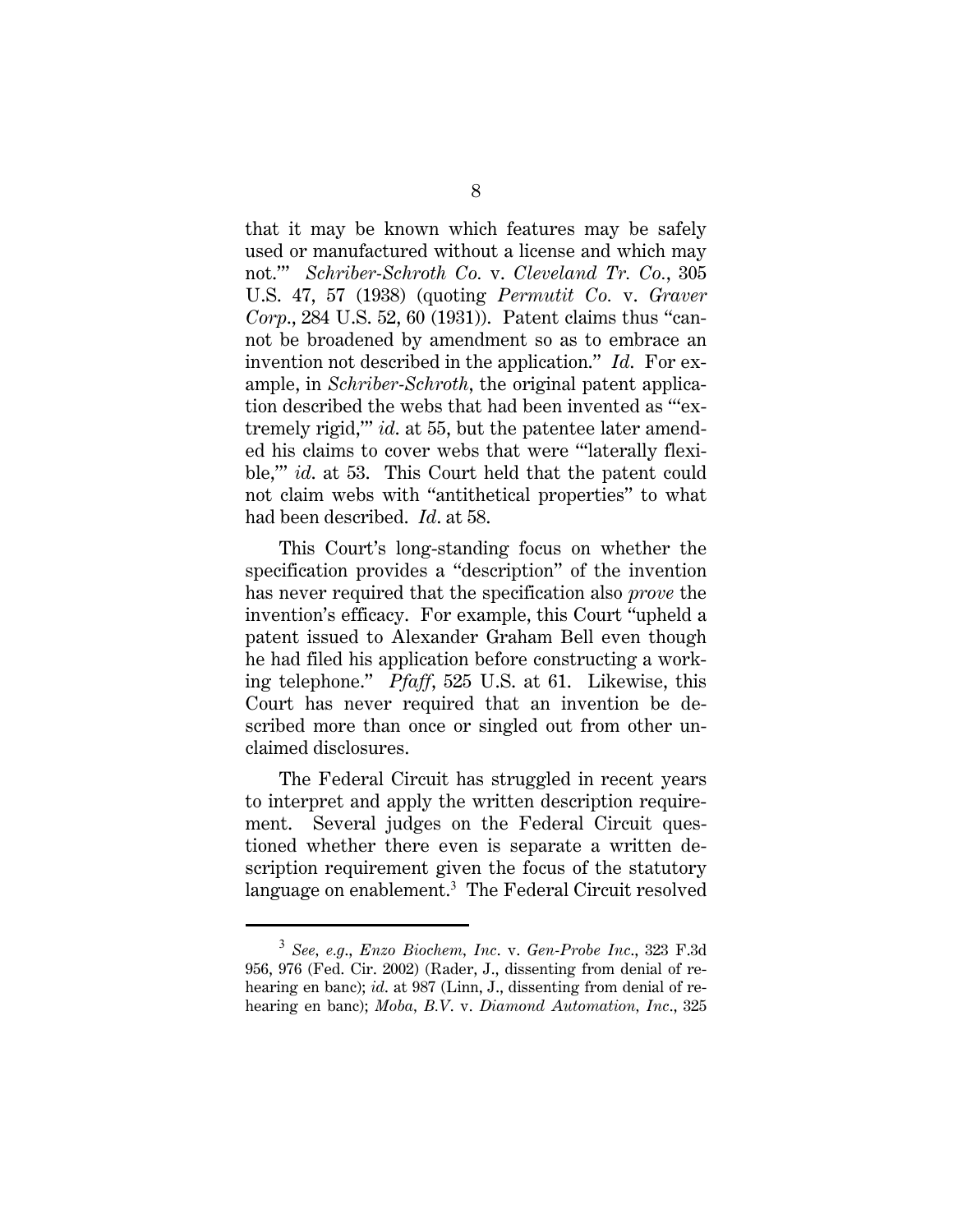that it may be known which features may be safely used or manufactured without a license and which may not.'" *Schriber-Schroth Co.* v. *Cleveland Tr. Co.*, 305 U.S. 47, 57 (1938) (quoting *Permutit Co.* v. *Graver Corp.*, 284 U.S. 52, 60 (1931)). Patent claims thus "cannot be broadened by amendment so as to embrace an invention not described in the application." *Id.* For example, in *Schriber-Schroth*, the original patent application described the webs that had been invented as "'extremely rigid,'" *id.* at 55, but the patentee later amended his claims to cover webs that were "'laterally flexible,'" *id.* at 53. This Court held that the patent could not claim webs with "antithetical properties" to what had been described. *Id.* at 58.

This Court's long-standing focus on whether the specification provides a "description" of the invention has never required that the specification also *prove* the invention's efficacy. For example, this Court "upheld a patent issued to Alexander Graham Bell even though he had filed his application before constructing a working telephone." *Pfaff*, 525 U.S. at 61. Likewise, this Court has never required that an invention be described more than once or singled out from other unclaimed disclosures.

The Federal Circuit has struggled in recent years to interpret and apply the written description requirement. Several judges on the Federal Circuit questioned whether there even is separate a written description requirement given the focus of the statutory language on enablement.[3] The Federal Circuit resolved

---

[3] *See, e.g.*, *Enzo Biochem, Inc.* v. *Gen-Probe Inc.*, 323 F.3d 956, 976 (Fed. Cir. 2002) (Rader, J., dissenting from denial of rehearing en banc); *id.* at 987 (Linn, J., dissenting from denial of rehearing en banc); *Moba, B.V.* v. *Diamond Automation, Inc.*, 325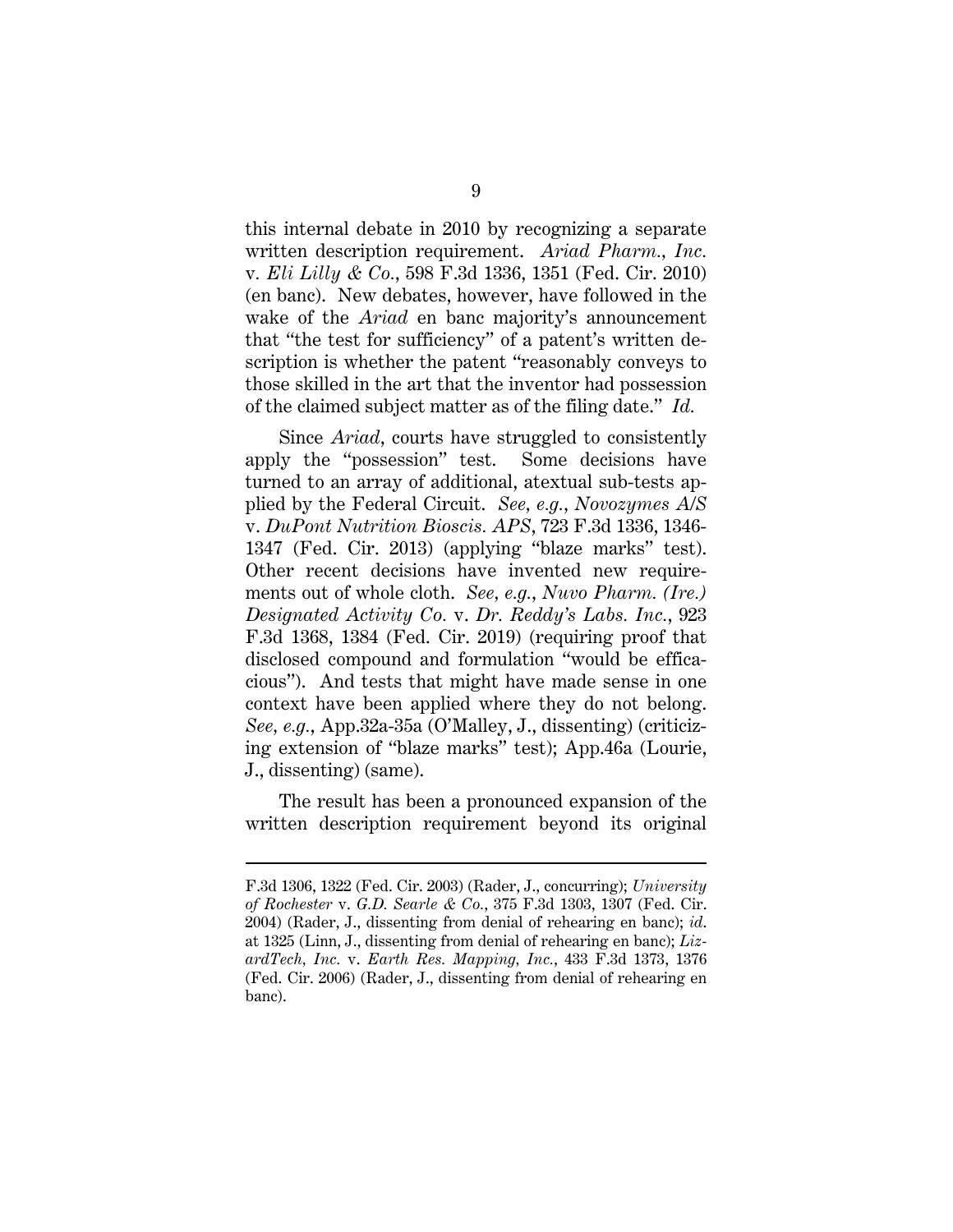this internal debate in 2010 by recognizing a separate written description requirement. *Ariad Pharm., Inc.* v. *Eli Lilly & Co.*, 598 F.3d 1336, 1351 (Fed. Cir. 2010) (en banc). New debates, however, have followed in the wake of the *Ariad* en banc majority's announcement that "the test for sufficiency" of a patent's written description is whether the patent "reasonably conveys to those skilled in the art that the inventor had possession of the claimed subject matter as of the filing date." *Id.*

Since *Ariad*, courts have struggled to consistently apply the "possession" test. Some decisions have turned to an array of additional, atextual sub-tests applied by the Federal Circuit. *See, e.g.*, *Novozymes A/S* v. *DuPont Nutrition Bioscis. APS*, 723 F.3d 1336, 1346-1347 (Fed. Cir. 2013) (applying "blaze marks" test). Other recent decisions have invented new requirements out of whole cloth. *See, e.g.*, *Nuvo Pharm. (Ire.) Designated Activity Co.* v. *Dr. Reddy's Labs. Inc.*, 923 F.3d 1368, 1384 (Fed. Cir. 2019) (requiring proof that disclosed compound and formulation "would be efficacious"). And tests that might have made sense in one context have been applied where they do not belong. *See, e.g.*, App.32a-35a (O'Malley, J., dissenting) (criticizing extension of "blaze marks" test); App.46a (Lourie, J., dissenting) (same).

The result has been a pronounced expansion of the written description requirement beyond its original

---

F.3d 1306, 1322 (Fed. Cir. 2003) (Rader, J., concurring); *University of Rochester* v. *G.D. Searle & Co.*, 375 F.3d 1303, 1307 (Fed. Cir. 2004) (Rader, J., dissenting from denial of rehearing en banc); *id.* at 1325 (Linn, J., dissenting from denial of rehearing en banc); *LizardTech, Inc.* v. *Earth Res. Mapping, Inc.*, 433 F.3d 1373, 1376 (Fed. Cir. 2006) (Rader, J., dissenting from denial of rehearing en banc).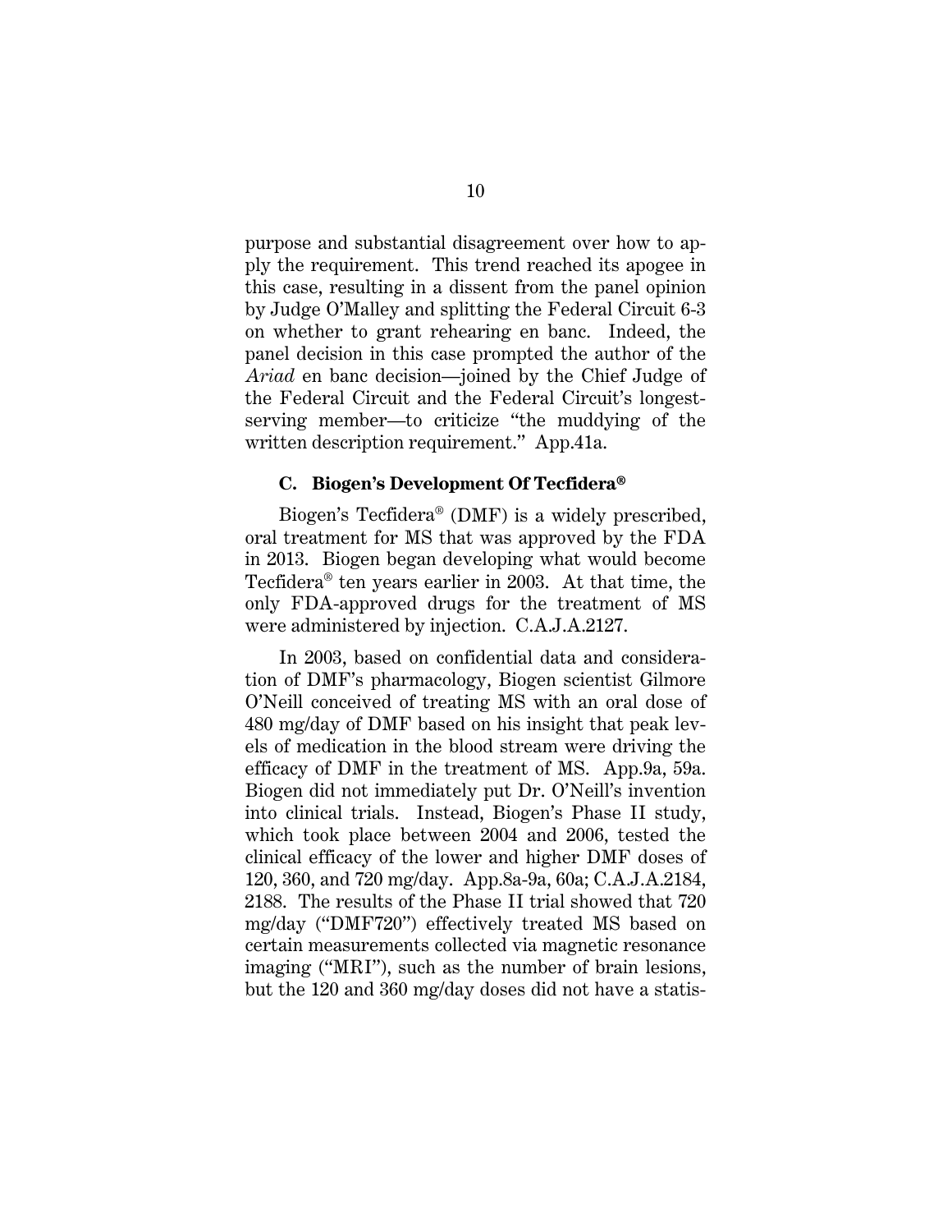purpose and substantial disagreement over how to apply the requirement. This trend reached its apogee in this case, resulting in a dissent from the panel opinion by Judge O'Malley and splitting the Federal Circuit 6-3 on whether to grant rehearing en banc. Indeed, the panel decision in this case prompted the author of the *Ariad* en banc decision—joined by the Chief Judge of the Federal Circuit and the Federal Circuit's longest-serving member—to criticize "the muddying of the written description requirement." App.41a.

### C. Biogen's Development Of Tecfidera®

Biogen's Tecfidera® (DMF) is a widely prescribed, oral treatment for MS that was approved by the FDA in 2013. Biogen began developing what would become Tecfidera® ten years earlier in 2003. At that time, the only FDA-approved drugs for the treatment of MS were administered by injection. C.A.J.A.2127.

In 2003, based on confidential data and consideration of DMF's pharmacology, Biogen scientist Gilmore O'Neill conceived of treating MS with an oral dose of 480 mg/day of DMF based on his insight that peak levels of medication in the blood stream were driving the efficacy of DMF in the treatment of MS. App.9a, 59a. Biogen did not immediately put Dr. O'Neill's invention into clinical trials. Instead, Biogen's Phase II study, which took place between 2004 and 2006, tested the clinical efficacy of the lower and higher DMF doses of 120, 360, and 720 mg/day. App.8a-9a, 60a; C.A.J.A.2184, 2188. The results of the Phase II trial showed that 720 mg/day ("DMF720") effectively treated MS based on certain measurements collected via magnetic resonance imaging ("MRI"), such as the number of brain lesions, but the 120 and 360 mg/day doses did not have a statis-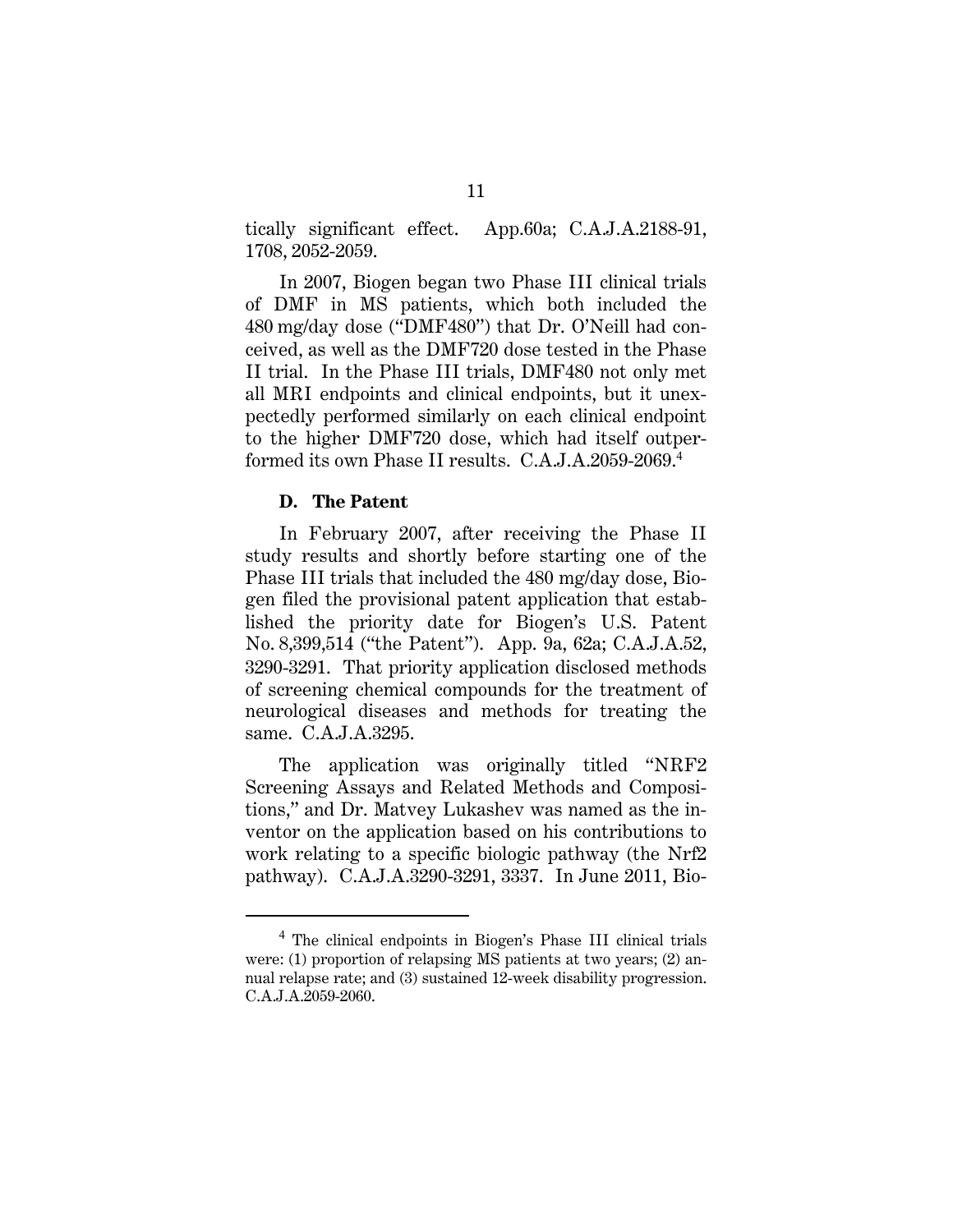tically significant effect. App.60a; C.A.J.A.2188-91, 1708, 2052-2059.

In 2007, Biogen began two Phase III clinical trials of DMF in MS patients, which both included the 480 mg/day dose ("DMF480") that Dr. O'Neill had conceived, as well as the DMF720 dose tested in the Phase II trial. In the Phase III trials, DMF480 not only met all MRI endpoints and clinical endpoints, but it unexpectedly performed similarly on each clinical endpoint to the higher DMF720 dose, which had itself outperformed its own Phase II results. C.A.J.A.2059-2069.[4]

### D. The Patent

In February 2007, after receiving the Phase II study results and shortly before starting one of the Phase III trials that included the 480 mg/day dose, Biogen filed the provisional patent application that established the priority date for Biogen's U.S. Patent No. 8,399,514 ("the Patent"). App. 9a, 62a; C.A.J.A.52, 3290-3291. That priority application disclosed methods of screening chemical compounds for the treatment of neurological diseases and methods for treating the same. C.A.J.A.3295.

The application was originally titled "NRF2 Screening Assays and Related Methods and Compositions," and Dr. Matvey Lukashev was named as the inventor on the application based on his contributions to work relating to a specific biologic pathway (the Nrf2 pathway). C.A.J.A.3290-3291, 3337. In June 2011, Bio-

---

[4] The clinical endpoints in Biogen's Phase III clinical trials were: (1) proportion of relapsing MS patients at two years; (2) annual relapse rate; and (3) sustained 12-week disability progression. C.A.J.A.2059-2060.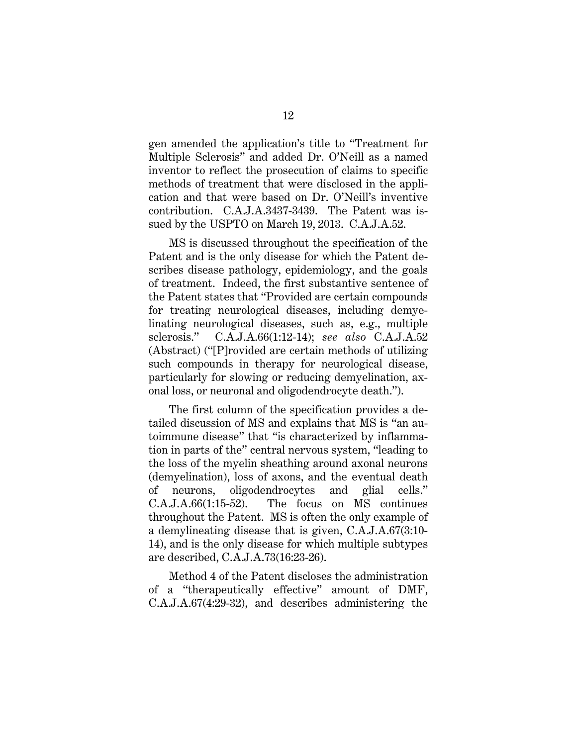gen amended the application's title to "Treatment for Multiple Sclerosis" and added Dr. O'Neill as a named inventor to reflect the prosecution of claims to specific methods of treatment that were disclosed in the application and that were based on Dr. O'Neill's inventive contribution. C.A.J.A.3437-3439. The Patent was issued by the USPTO on March 19, 2013. C.A.J.A.52.

MS is discussed throughout the specification of the Patent and is the only disease for which the Patent describes disease pathology, epidemiology, and the goals of treatment. Indeed, the first substantive sentence of the Patent states that "Provided are certain compounds for treating neurological diseases, including demyelinating neurological diseases, such as, e.g., multiple sclerosis." C.A.J.A.66(1:12-14); *see also* C.A.J.A.52 (Abstract) ("[P]rovided are certain methods of utilizing such compounds in therapy for neurological disease, particularly for slowing or reducing demyelination, axonal loss, or neuronal and oligodendrocyte death.").

The first column of the specification provides a detailed discussion of MS and explains that MS is "an autoimmune disease" that "is characterized by inflammation in parts of the" central nervous system, "leading to the loss of the myelin sheathing around axonal neurons (demyelination), loss of axons, and the eventual death of neurons, oligodendrocytes and glial cells." C.A.J.A.66(1:15-52). The focus on MS continues throughout the Patent. MS is often the only example of a demylineating disease that is given, C.A.J.A.67(3:10-14), and is the only disease for which multiple subtypes are described, C.A.J.A.73(16:23-26).

Method 4 of the Patent discloses the administration of a "therapeutically effective" amount of DMF, C.A.J.A.67(4:29-32), and describes administering the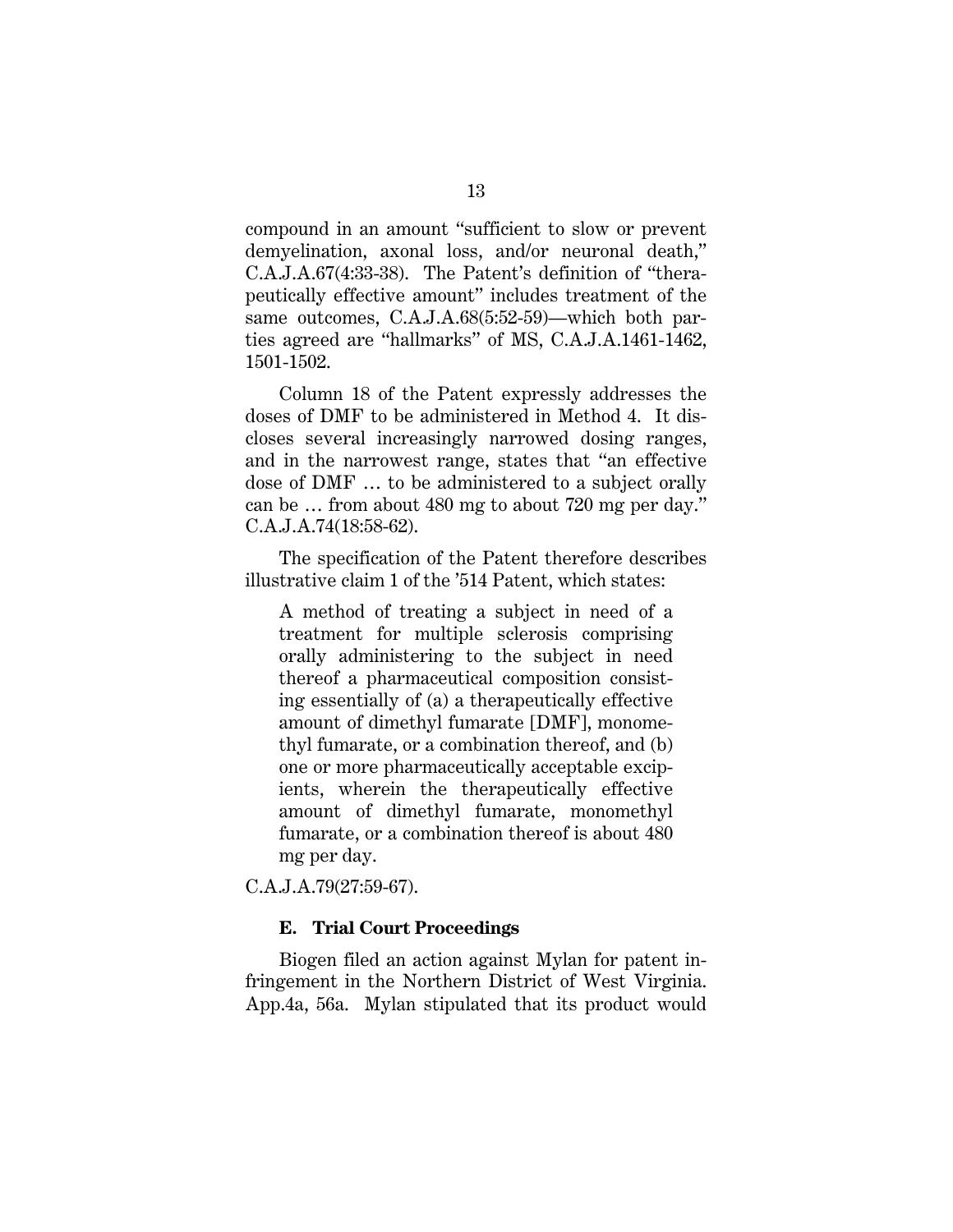compound in an amount "sufficient to slow or prevent demyelination, axonal loss, and/or neuronal death," C.A.J.A.67(4:33-38). The Patent's definition of "therapeutically effective amount" includes treatment of the same outcomes, C.A.J.A.68(5:52-59)—which both parties agreed are "hallmarks" of MS, C.A.J.A.1461-1462, 1501-1502.

Column 18 of the Patent expressly addresses the doses of DMF to be administered in Method 4. It discloses several increasingly narrowed dosing ranges, and in the narrowest range, states that "an effective dose of DMF … to be administered to a subject orally can be … from about 480 mg to about 720 mg per day." C.A.J.A.74(18:58-62).

The specification of the Patent therefore describes illustrative claim 1 of the '514 Patent, which states:

> A method of treating a subject in need of a treatment for multiple sclerosis comprising orally administering to the subject in need thereof a pharmaceutical composition consisting essentially of (a) a therapeutically effective amount of dimethyl fumarate [DMF], monomethyl fumarate, or a combination thereof, and (b) one or more pharmaceutically acceptable excipients, wherein the therapeutically effective amount of dimethyl fumarate, monomethyl fumarate, or a combination thereof is about 480 mg per day.

C.A.J.A.79(27:59-67).

### E. Trial Court Proceedings

Biogen filed an action against Mylan for patent infringement in the Northern District of West Virginia. App.4a, 56a. Mylan stipulated that its product would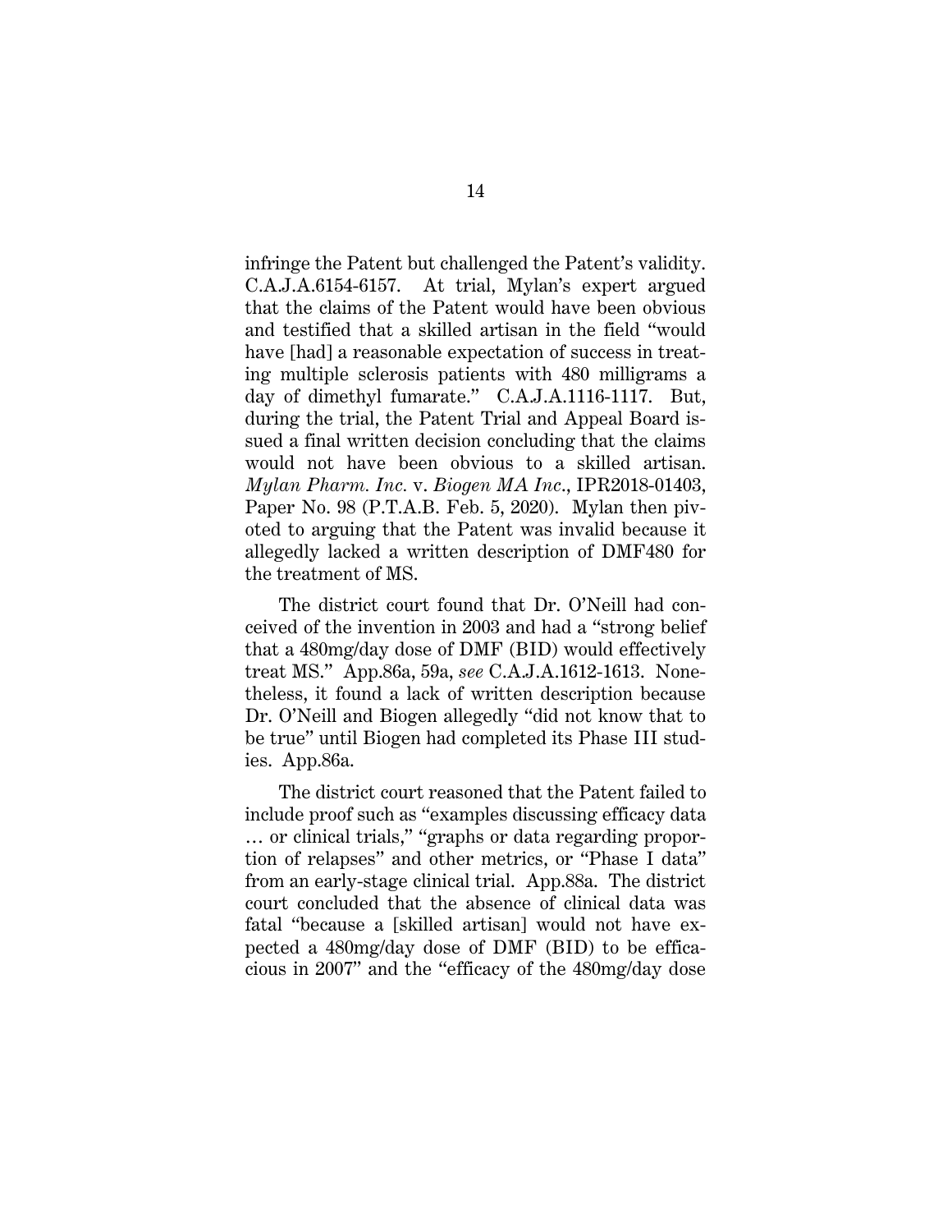infringe the Patent but challenged the Patent's validity. C.A.J.A.6154-6157. At trial, Mylan's expert argued that the claims of the Patent would have been obvious and testified that a skilled artisan in the field "would have [had] a reasonable expectation of success in treating multiple sclerosis patients with 480 milligrams a day of dimethyl fumarate." C.A.J.A.1116-1117. But, during the trial, the Patent Trial and Appeal Board issued a final written decision concluding that the claims would not have been obvious to a skilled artisan. *Mylan Pharm. Inc.* v. *Biogen MA Inc.*, IPR2018-01403, Paper No. 98 (P.T.A.B. Feb. 5, 2020). Mylan then pivoted to arguing that the Patent was invalid because it allegedly lacked a written description of DMF480 for the treatment of MS.

The district court found that Dr. O'Neill had conceived of the invention in 2003 and had a "strong belief that a 480mg/day dose of DMF (BID) would effectively treat MS." App.86a, 59a, *see* C.A.J.A.1612-1613. Nonetheless, it found a lack of written description because Dr. O'Neill and Biogen allegedly "did not know that to be true" until Biogen had completed its Phase III studies. App.86a.

The district court reasoned that the Patent failed to include proof such as "examples discussing efficacy data … or clinical trials," "graphs or data regarding proportion of relapses" and other metrics, or "Phase I data" from an early-stage clinical trial. App.88a. The district court concluded that the absence of clinical data was fatal "because a [skilled artisan] would not have expected a 480mg/day dose of DMF (BID) to be efficacious in 2007" and the "efficacy of the 480mg/day dose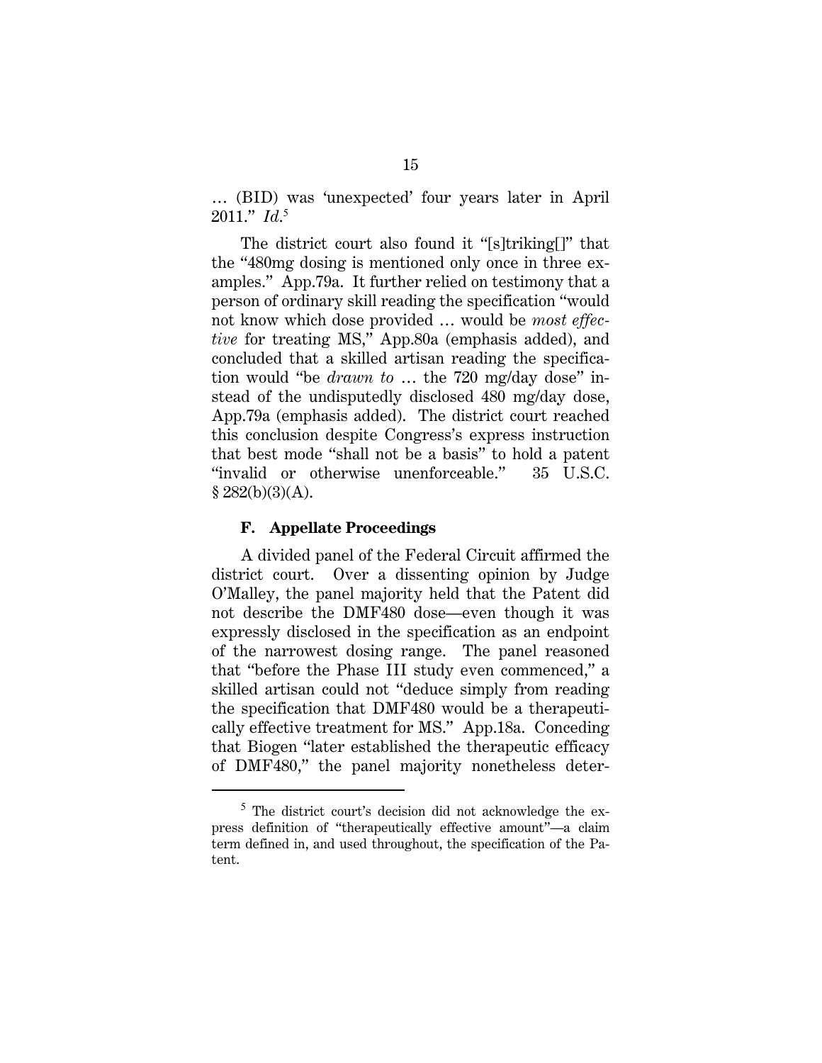… (BID) was 'unexpected' four years later in April 2011." *Id.*[5]

The district court also found it "[s]triking[]" that the "480mg dosing is mentioned only once in three examples." App.79a. It further relied on testimony that a person of ordinary skill reading the specification "would not know which dose provided … would be *most effective* for treating MS," App.80a (emphasis added), and concluded that a skilled artisan reading the specification would "be *drawn to* … the 720 mg/day dose" instead of the undisputedly disclosed 480 mg/day dose, App.79a (emphasis added). The district court reached this conclusion despite Congress's express instruction that best mode "shall not be a basis" to hold a patent "invalid or otherwise unenforceable." 35 U.S.C. § 282(b)(3)(A).

### F. Appellate Proceedings

A divided panel of the Federal Circuit affirmed the district court. Over a dissenting opinion by Judge O'Malley, the panel majority held that the Patent did not describe the DMF480 dose—even though it was expressly disclosed in the specification as an endpoint of the narrowest dosing range. The panel reasoned that "before the Phase III study even commenced," a skilled artisan could not "deduce simply from reading the specification that DMF480 would be a therapeutically effective treatment for MS." App.18a. Conceding that Biogen "later established the therapeutic efficacy of DMF480," the panel majority nonetheless deter-

[5] The district court's decision did not acknowledge the express definition of "therapeutically effective amount"—a claim term defined in, and used throughout, the specification of the Patent.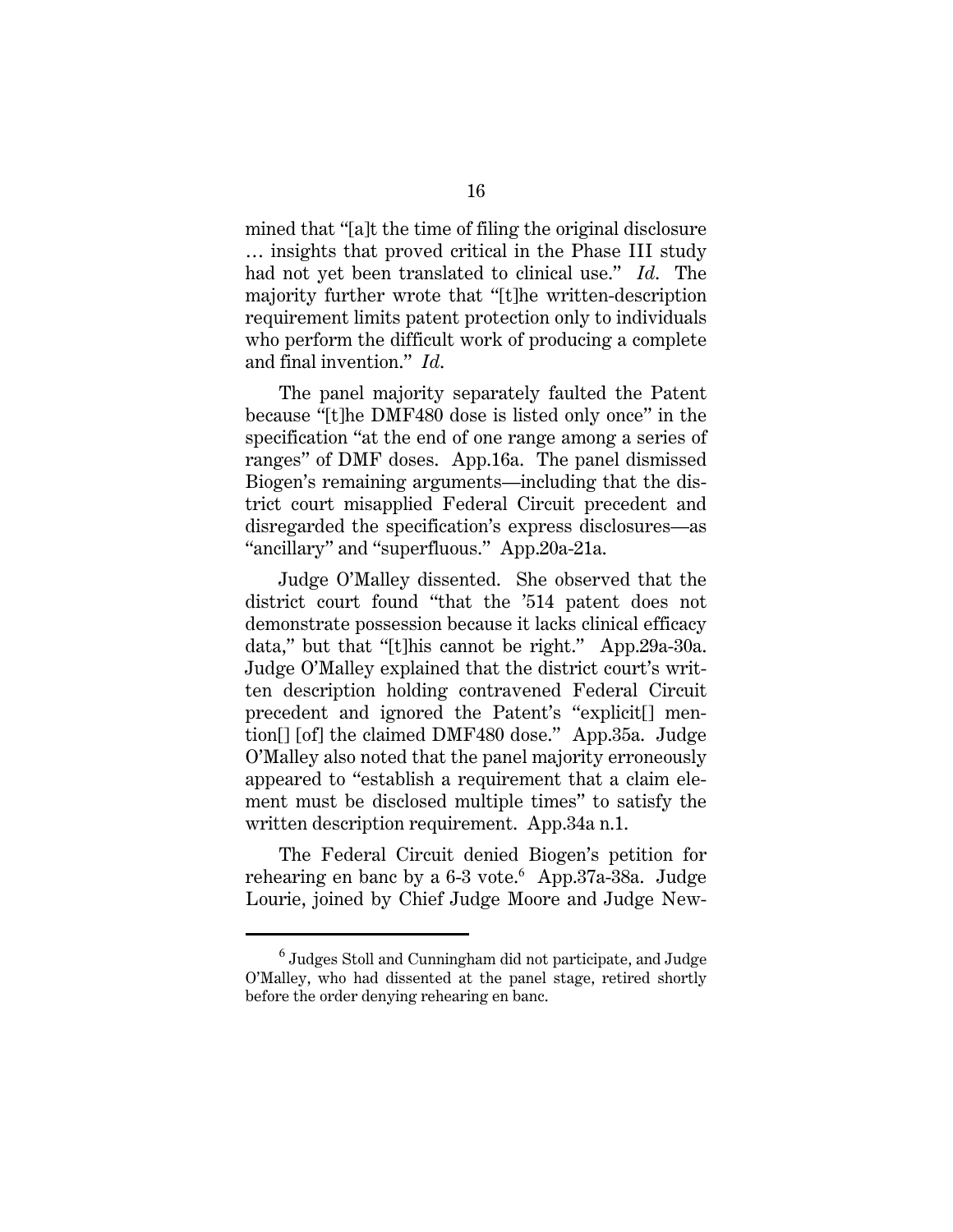mined that "[a]t the time of filing the original disclosure … insights that proved critical in the Phase III study had not yet been translated to clinical use." *Id*. The majority further wrote that "[t]he written-description requirement limits patent protection only to individuals who perform the difficult work of producing a complete and final invention." *Id*.

The panel majority separately faulted the Patent because "[t]he DMF480 dose is listed only once" in the specification "at the end of one range among a series of ranges" of DMF doses. App.16a. The panel dismissed Biogen's remaining arguments—including that the district court misapplied Federal Circuit precedent and disregarded the specification's express disclosures—as "ancillary" and "superfluous." App.20a-21a.

Judge O'Malley dissented. She observed that the district court found "that the '514 patent does not demonstrate possession because it lacks clinical efficacy data," but that "[t]his cannot be right." App.29a-30a. Judge O'Malley explained that the district court's written description holding contravened Federal Circuit precedent and ignored the Patent's "explicit[] mention[] [of] the claimed DMF480 dose." App.35a. Judge O'Malley also noted that the panel majority erroneously appeared to "establish a requirement that a claim element must be disclosed multiple times" to satisfy the written description requirement. App.34a n.1.

The Federal Circuit denied Biogen's petition for rehearing en banc by a 6-3 vote.[6] App.37a-38a. Judge Lourie, joined by Chief Judge Moore and Judge New-

---

[6] Judges Stoll and Cunningham did not participate, and Judge O'Malley, who had dissented at the panel stage, retired shortly before the order denying rehearing en banc.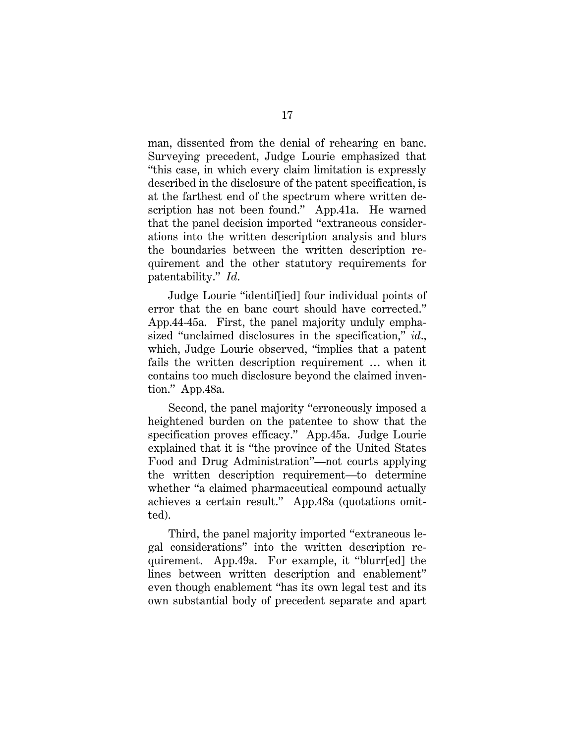man, dissented from the denial of rehearing en banc. Surveying precedent, Judge Lourie emphasized that "this case, in which every claim limitation is expressly described in the disclosure of the patent specification, is at the farthest end of the spectrum where written description has not been found." App.41a. He warned that the panel decision imported "extraneous considerations into the written description analysis and blurs the boundaries between the written description requirement and the other statutory requirements for patentability." *Id.*

Judge Lourie "identif[ied] four individual points of error that the en banc court should have corrected." App.44-45a. First, the panel majority unduly emphasized "unclaimed disclosures in the specification," *id.*, which, Judge Lourie observed, "implies that a patent fails the written description requirement … when it contains too much disclosure beyond the claimed invention." App.48a.

Second, the panel majority "erroneously imposed a heightened burden on the patentee to show that the specification proves efficacy." App.45a. Judge Lourie explained that it is "the province of the United States Food and Drug Administration"—not courts applying the written description requirement—to determine whether "a claimed pharmaceutical compound actually achieves a certain result." App.48a (quotations omitted).

Third, the panel majority imported "extraneous legal considerations" into the written description requirement. App.49a. For example, it "blurr[ed] the lines between written description and enablement" even though enablement "has its own legal test and its own substantial body of precedent separate and apart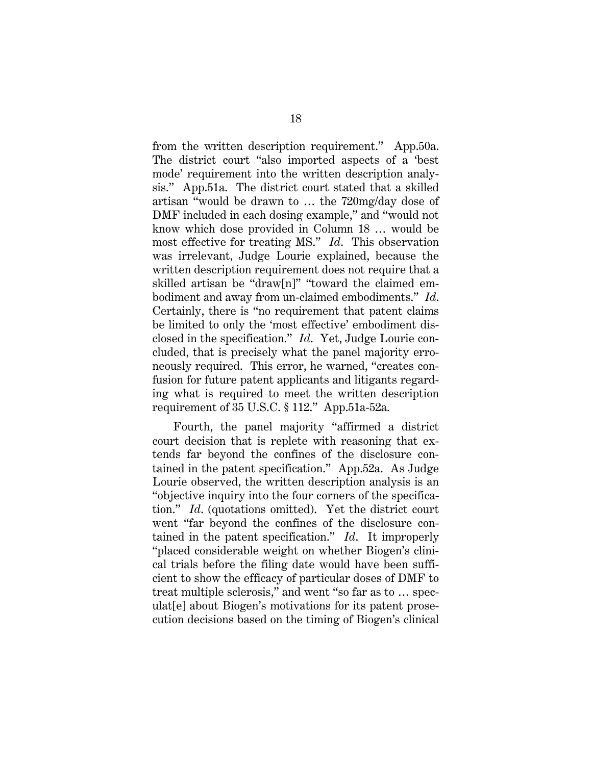from the written description requirement." App.50a. The district court "also imported aspects of a 'best mode' requirement into the written description analysis." App.51a. The district court stated that a skilled artisan "would be drawn to … the 720mg/day dose of DMF included in each dosing example," and "would not know which dose provided in Column 18 … would be most effective for treating MS." *Id*. This observation was irrelevant, Judge Lourie explained, because the written description requirement does not require that a skilled artisan be "draw[n]" "toward the claimed embodiment and away from un-claimed embodiments." *Id*. Certainly, there is "no requirement that patent claims be limited to only the 'most effective' embodiment disclosed in the specification." *Id*. Yet, Judge Lourie concluded, that is precisely what the panel majority erroneously required. This error, he warned, "creates confusion for future patent applicants and litigants regarding what is required to meet the written description requirement of 35 U.S.C. § 112." App.51a-52a.

Fourth, the panel majority "affirmed a district court decision that is replete with reasoning that extends far beyond the confines of the disclosure contained in the patent specification." App.52a. As Judge Lourie observed, the written description analysis is an "objective inquiry into the four corners of the specification." *Id*. (quotations omitted). Yet the district court went "far beyond the confines of the disclosure contained in the patent specification." *Id*. It improperly "placed considerable weight on whether Biogen's clinical trials before the filing date would have been sufficient to show the efficacy of particular doses of DMF to treat multiple sclerosis," and went "so far as to … speculat[e] about Biogen's motivations for its patent prosecution decisions based on the timing of Biogen's clinical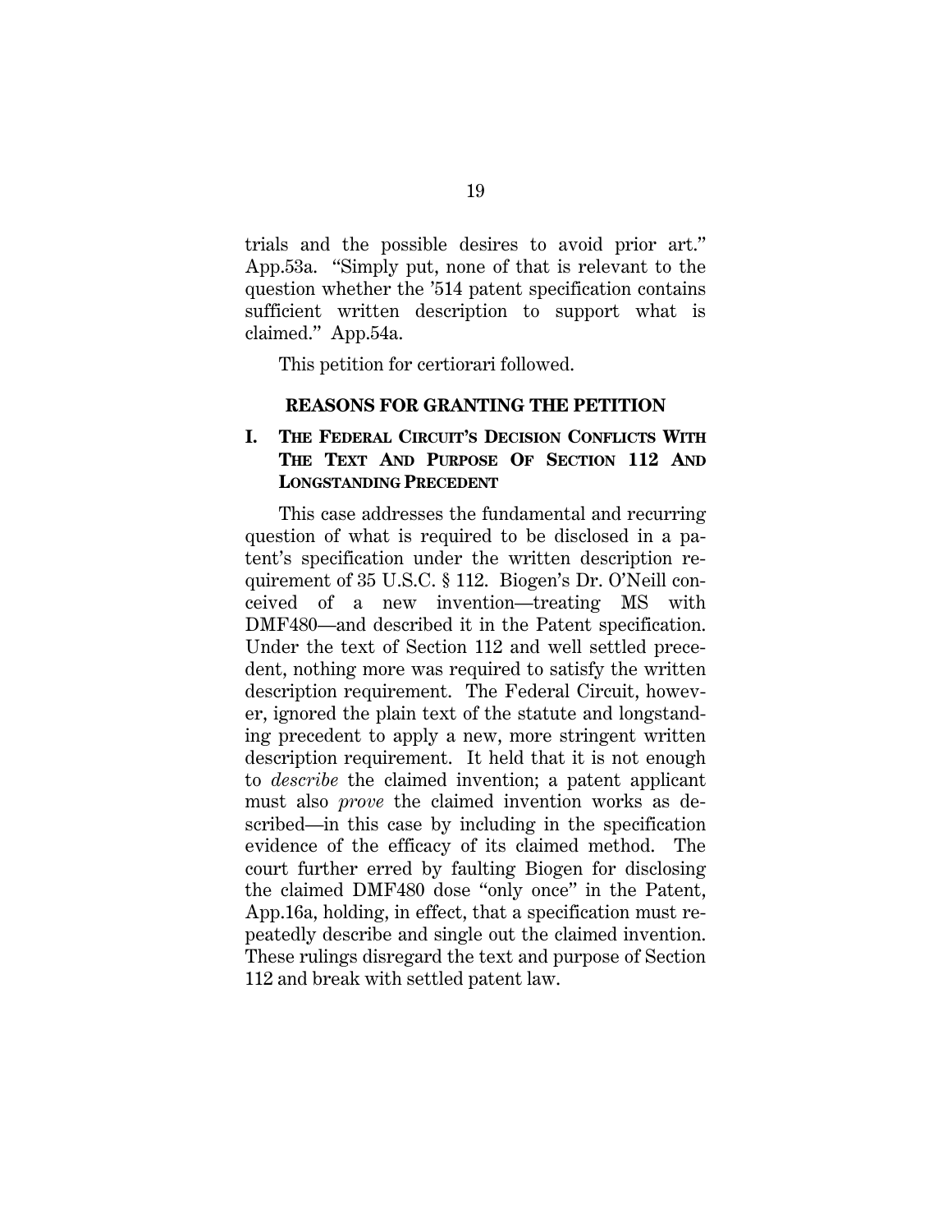trials and the possible desires to avoid prior art." App.53a. "Simply put, none of that is relevant to the question whether the '514 patent specification contains sufficient written description to support what is claimed." App.54a.

This petition for certiorari followed.

## REASONS FOR GRANTING THE PETITION

### I. THE FEDERAL CIRCUIT'S DECISION CONFLICTS WITH THE TEXT AND PURPOSE OF SECTION 112 AND LONGSTANDING PRECEDENT

This case addresses the fundamental and recurring question of what is required to be disclosed in a patent's specification under the written description requirement of 35 U.S.C. § 112. Biogen's Dr. O'Neill conceived of a new invention—treating MS with DMF480—and described it in the Patent specification. Under the text of Section 112 and well settled precedent, nothing more was required to satisfy the written description requirement. The Federal Circuit, however, ignored the plain text of the statute and longstanding precedent to apply a new, more stringent written description requirement. It held that it is not enough to *describe* the claimed invention; a patent applicant must also *prove* the claimed invention works as described—in this case by including in the specification evidence of the efficacy of its claimed method. The court further erred by faulting Biogen for disclosing the claimed DMF480 dose "only once" in the Patent, App.16a, holding, in effect, that a specification must repeatedly describe and single out the claimed invention. These rulings disregard the text and purpose of Section 112 and break with settled patent law.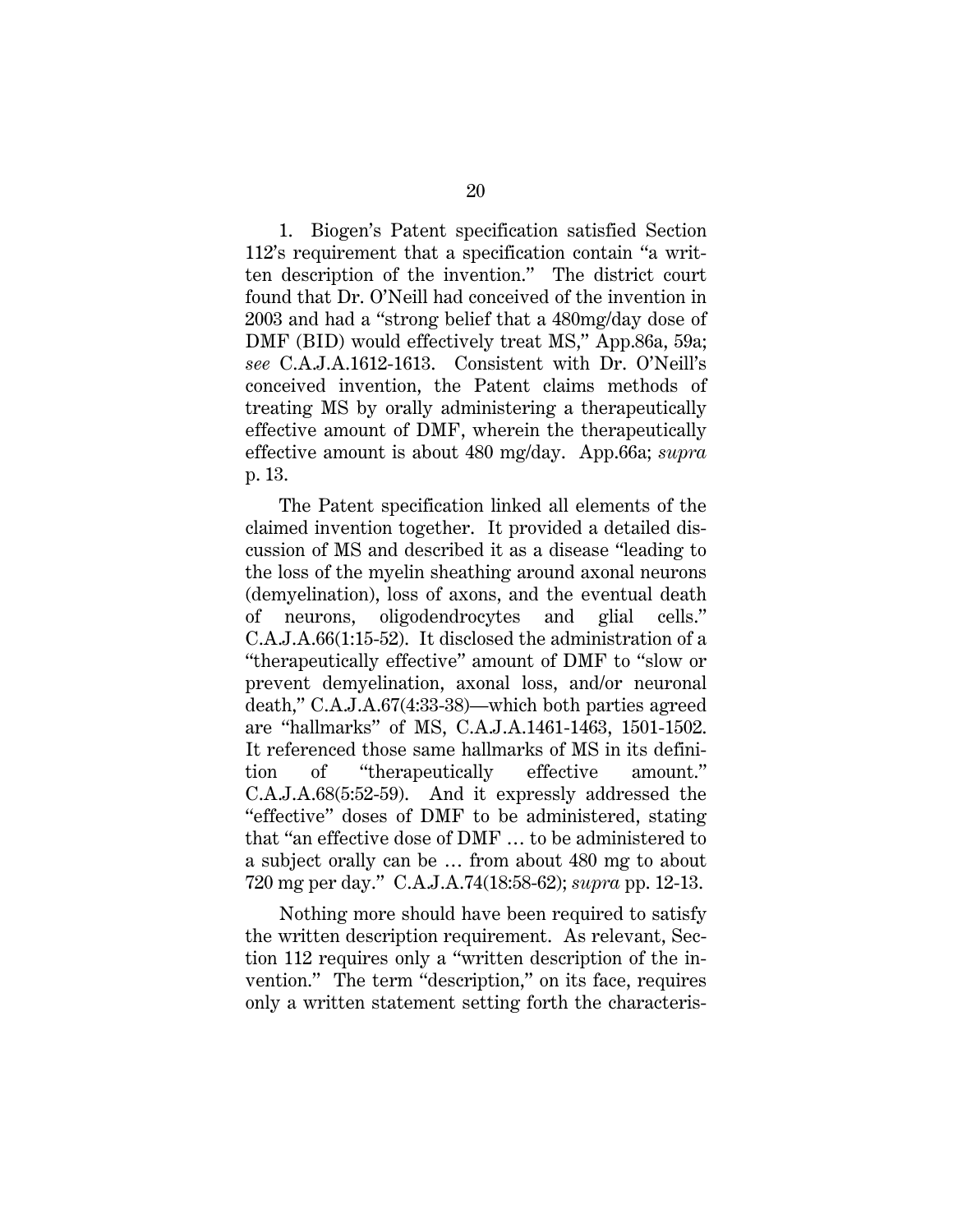1. Biogen's Patent specification satisfied Section 112's requirement that a specification contain "a written description of the invention." The district court found that Dr. O'Neill had conceived of the invention in 2003 and had a "strong belief that a 480mg/day dose of DMF (BID) would effectively treat MS," App.86a, 59a; *see* C.A.J.A.1612-1613. Consistent with Dr. O'Neill's conceived invention, the Patent claims methods of treating MS by orally administering a therapeutically effective amount of DMF, wherein the therapeutically effective amount is about 480 mg/day. App.66a; *supra* p. 13.

The Patent specification linked all elements of the claimed invention together. It provided a detailed discussion of MS and described it as a disease "leading to the loss of the myelin sheathing around axonal neurons (demyelination), loss of axons, and the eventual death of neurons, oligodendrocytes and glial cells." C.A.J.A.66(1:15-52). It disclosed the administration of a "therapeutically effective" amount of DMF to "slow or prevent demyelination, axonal loss, and/or neuronal death," C.A.J.A.67(4:33-38)—which both parties agreed are "hallmarks" of MS, C.A.J.A.1461-1463, 1501-1502. It referenced those same hallmarks of MS in its definition of "therapeutically effective amount." C.A.J.A.68(5:52-59). And it expressly addressed the "effective" doses of DMF to be administered, stating that "an effective dose of DMF … to be administered to a subject orally can be … from about 480 mg to about 720 mg per day." C.A.J.A.74(18:58-62); *supra* pp. 12-13.

Nothing more should have been required to satisfy the written description requirement. As relevant, Section 112 requires only a "written description of the invention." The term "description," on its face, requires only a written statement setting forth the characteris-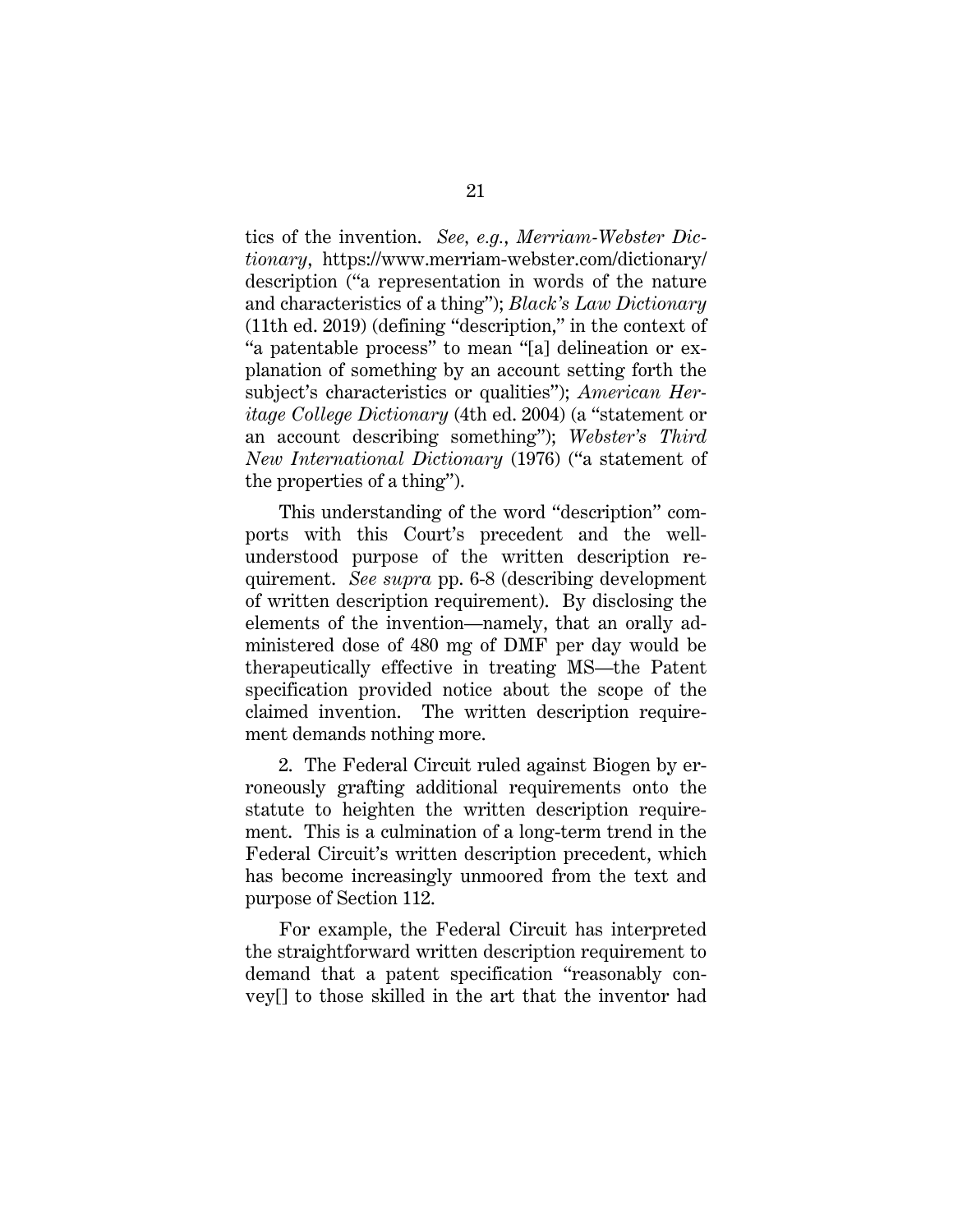tics of the invention. *See, e.g.*, *Merriam-Webster Dictionary*, https://www.merriam-webster.com/dictionary/description ("a representation in words of the nature and characteristics of a thing"); *Black's Law Dictionary* (11th ed. 2019) (defining "description," in the context of "a patentable process" to mean "[a] delineation or explanation of something by an account setting forth the subject's characteristics or qualities"); *American Heritage College Dictionary* (4th ed. 2004) (a "statement or an account describing something"); *Webster's Third New International Dictionary* (1976) ("a statement of the properties of a thing").

This understanding of the word "description" comports with this Court's precedent and the well-understood purpose of the written description requirement. *See supra* pp. 6-8 (describing development of written description requirement). By disclosing the elements of the invention—namely, that an orally administered dose of 480 mg of DMF per day would be therapeutically effective in treating MS—the Patent specification provided notice about the scope of the claimed invention. The written description requirement demands nothing more.

2. The Federal Circuit ruled against Biogen by erroneously grafting additional requirements onto the statute to heighten the written description requirement. This is a culmination of a long-term trend in the Federal Circuit's written description precedent, which has become increasingly unmoored from the text and purpose of Section 112.

For example, the Federal Circuit has interpreted the straightforward written description requirement to demand that a patent specification "reasonably convey[] to those skilled in the art that the inventor had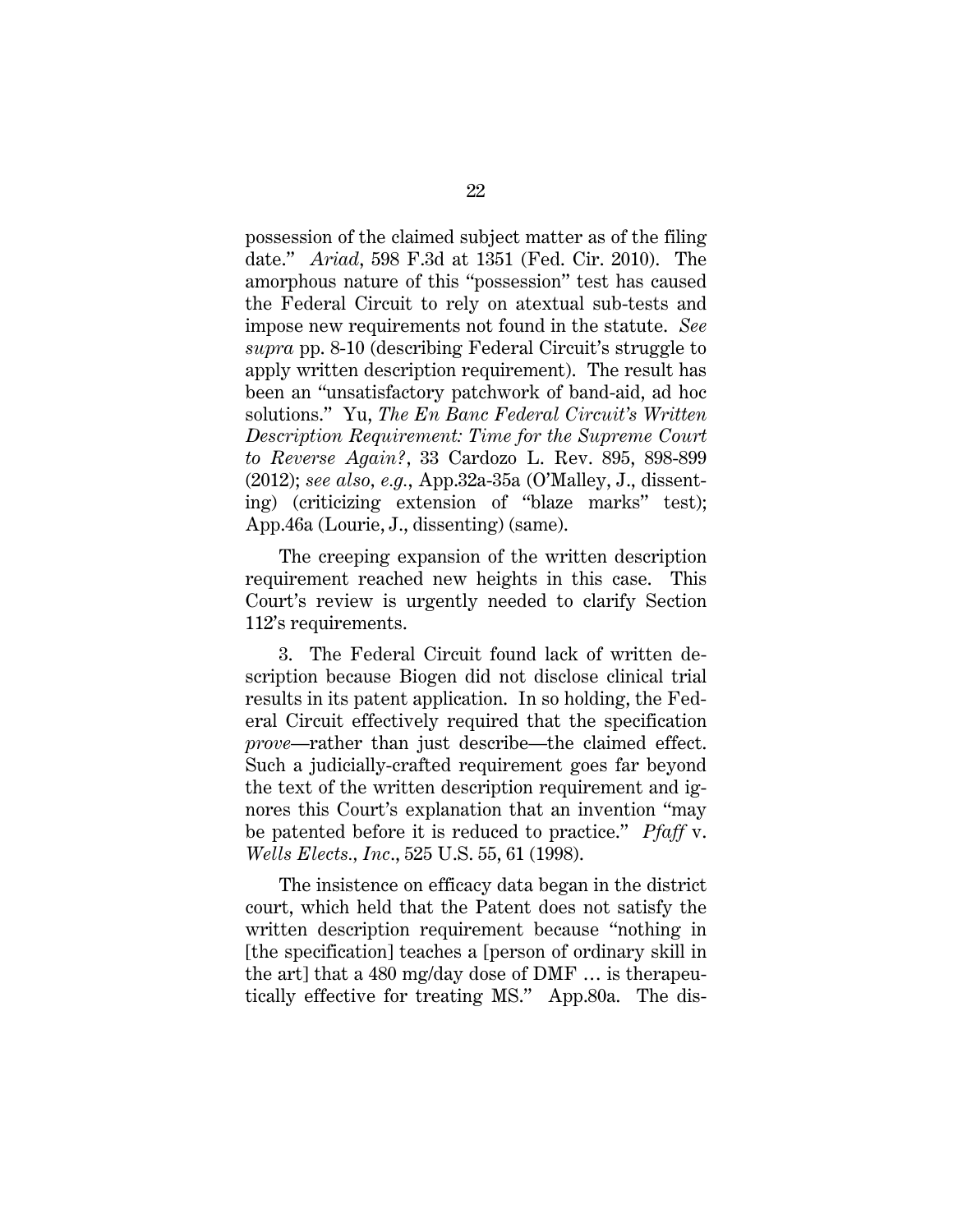possession of the claimed subject matter as of the filing date." *Ariad*, 598 F.3d at 1351 (Fed. Cir. 2010). The amorphous nature of this "possession" test has caused the Federal Circuit to rely on atextual sub-tests and impose new requirements not found in the statute. *See supra* pp. 8-10 (describing Federal Circuit's struggle to apply written description requirement). The result has been an "unsatisfactory patchwork of band-aid, ad hoc solutions." Yu, *The En Banc Federal Circuit's Written Description Requirement: Time for the Supreme Court to Reverse Again?*, 33 Cardozo L. Rev. 895, 898-899 (2012); *see also, e.g.*, App.32a-35a (O'Malley, J., dissenting) (criticizing extension of "blaze marks" test); App.46a (Lourie, J., dissenting) (same).

The creeping expansion of the written description requirement reached new heights in this case. This Court's review is urgently needed to clarify Section 112's requirements.

3. The Federal Circuit found lack of written description because Biogen did not disclose clinical trial results in its patent application. In so holding, the Federal Circuit effectively required that the specification *prove*—rather than just describe—the claimed effect. Such a judicially-crafted requirement goes far beyond the text of the written description requirement and ignores this Court's explanation that an invention "may be patented before it is reduced to practice." *Pfaff* v. *Wells Elects., Inc.*, 525 U.S. 55, 61 (1998).

The insistence on efficacy data began in the district court, which held that the Patent does not satisfy the written description requirement because "nothing in [the specification] teaches a [person of ordinary skill in the art] that a 480 mg/day dose of DMF … is therapeutically effective for treating MS." App.80a. The dis-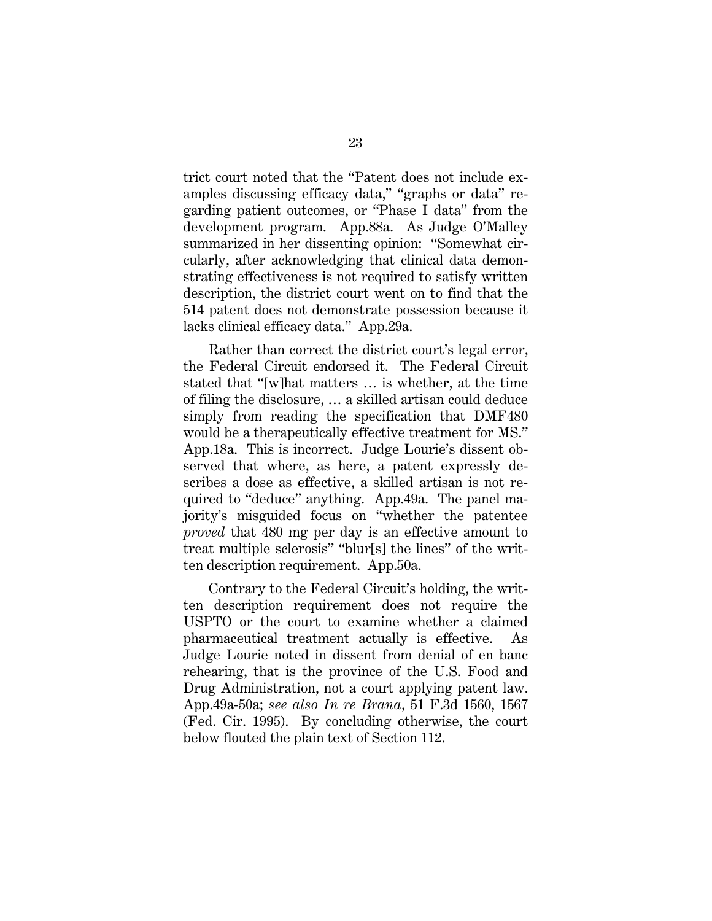trict court noted that the "Patent does not include examples discussing efficacy data," "graphs or data" regarding patient outcomes, or "Phase I data" from the development program. App.88a. As Judge O'Malley summarized in her dissenting opinion: "Somewhat circularly, after acknowledging that clinical data demonstrating effectiveness is not required to satisfy written description, the district court went on to find that the 514 patent does not demonstrate possession because it lacks clinical efficacy data." App.29a.

Rather than correct the district court's legal error, the Federal Circuit endorsed it. The Federal Circuit stated that "[w]hat matters … is whether, at the time of filing the disclosure, … a skilled artisan could deduce simply from reading the specification that DMF480 would be a therapeutically effective treatment for MS." App.18a. This is incorrect. Judge Lourie's dissent observed that where, as here, a patent expressly describes a dose as effective, a skilled artisan is not required to "deduce" anything. App.49a. The panel majority's misguided focus on "whether the patentee *proved* that 480 mg per day is an effective amount to treat multiple sclerosis" "blur[s] the lines" of the written description requirement. App.50a.

Contrary to the Federal Circuit's holding, the written description requirement does not require the USPTO or the court to examine whether a claimed pharmaceutical treatment actually is effective. As Judge Lourie noted in dissent from denial of en banc rehearing, that is the province of the U.S. Food and Drug Administration, not a court applying patent law. App.49a-50a; *see also In re Brana*, 51 F.3d 1560, 1567 (Fed. Cir. 1995). By concluding otherwise, the court below flouted the plain text of Section 112.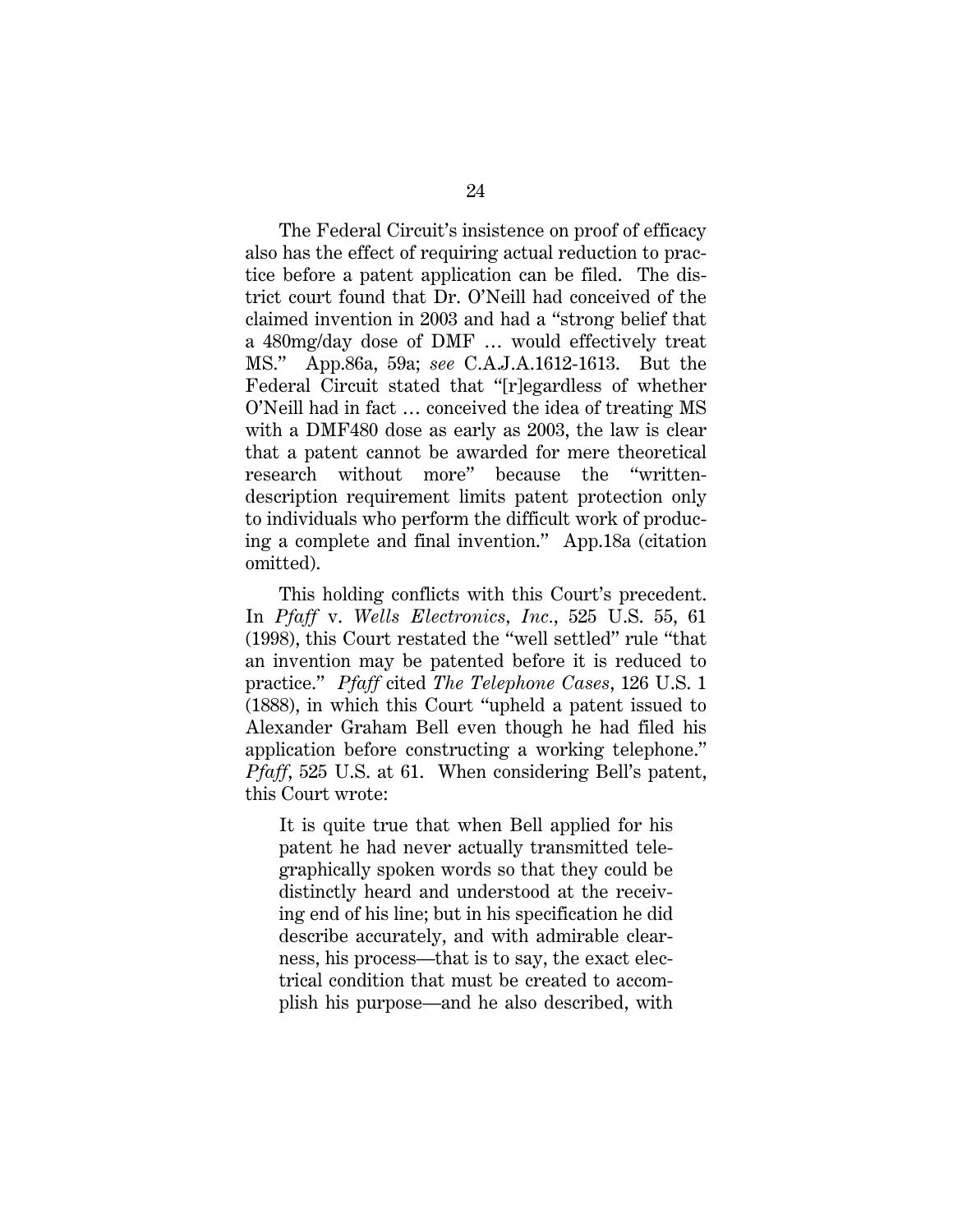The Federal Circuit's insistence on proof of efficacy also has the effect of requiring actual reduction to practice before a patent application can be filed. The district court found that Dr. O'Neill had conceived of the claimed invention in 2003 and had a "strong belief that a 480mg/day dose of DMF … would effectively treat MS." App.86a, 59a; *see* C.A.J.A.1612-1613. But the Federal Circuit stated that "[r]egardless of whether O'Neill had in fact … conceived the idea of treating MS with a DMF480 dose as early as 2003, the law is clear that a patent cannot be awarded for mere theoretical research without more" because the "written-description requirement limits patent protection only to individuals who perform the difficult work of producing a complete and final invention." App.18a (citation omitted).

This holding conflicts with this Court's precedent. In *Pfaff* v. *Wells Electronics, Inc.*, 525 U.S. 55, 61 (1998), this Court restated the "well settled" rule "that an invention may be patented before it is reduced to practice." *Pfaff* cited *The Telephone Cases*, 126 U.S. 1 (1888), in which this Court "upheld a patent issued to Alexander Graham Bell even though he had filed his application before constructing a working telephone." *Pfaff*, 525 U.S. at 61. When considering Bell's patent, this Court wrote:

> It is quite true that when Bell applied for his patent he had never actually transmitted telegraphically spoken words so that they could be distinctly heard and understood at the receiving end of his line; but in his specification he did describe accurately, and with admirable clearness, his process—that is to say, the exact electrical condition that must be created to accomplish his purpose—and he also described, with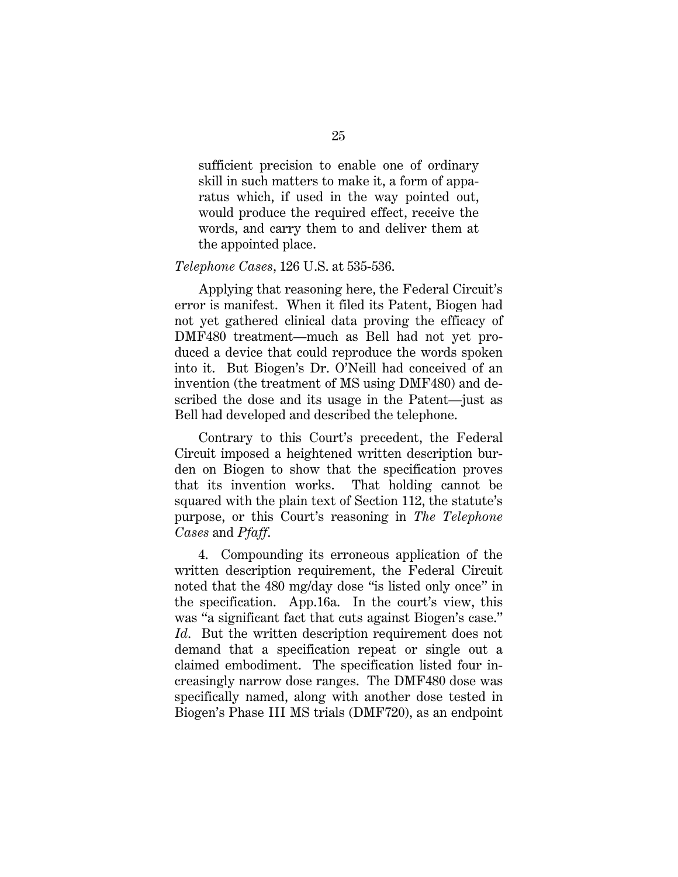> sufficient precision to enable one of ordinary skill in such matters to make it, a form of apparatus which, if used in the way pointed out, would produce the required effect, receive the words, and carry them to and deliver them at the appointed place.

*Telephone Cases*, 126 U.S. at 535-536.

Applying that reasoning here, the Federal Circuit's error is manifest. When it filed its Patent, Biogen had not yet gathered clinical data proving the efficacy of DMF480 treatment—much as Bell had not yet produced a device that could reproduce the words spoken into it. But Biogen's Dr. O'Neill had conceived of an invention (the treatment of MS using DMF480) and described the dose and its usage in the Patent—just as Bell had developed and described the telephone.

Contrary to this Court's precedent, the Federal Circuit imposed a heightened written description burden on Biogen to show that the specification proves that its invention works. That holding cannot be squared with the plain text of Section 112, the statute's purpose, or this Court's reasoning in *The Telephone Cases* and *Pfaff*.

4. Compounding its erroneous application of the written description requirement, the Federal Circuit noted that the 480 mg/day dose "is listed only once" in the specification. App.16a. In the court's view, this was "a significant fact that cuts against Biogen's case." *Id*. But the written description requirement does not demand that a specification repeat or single out a claimed embodiment. The specification listed four increasingly narrow dose ranges. The DMF480 dose was specifically named, along with another dose tested in Biogen's Phase III MS trials (DMF720), as an endpoint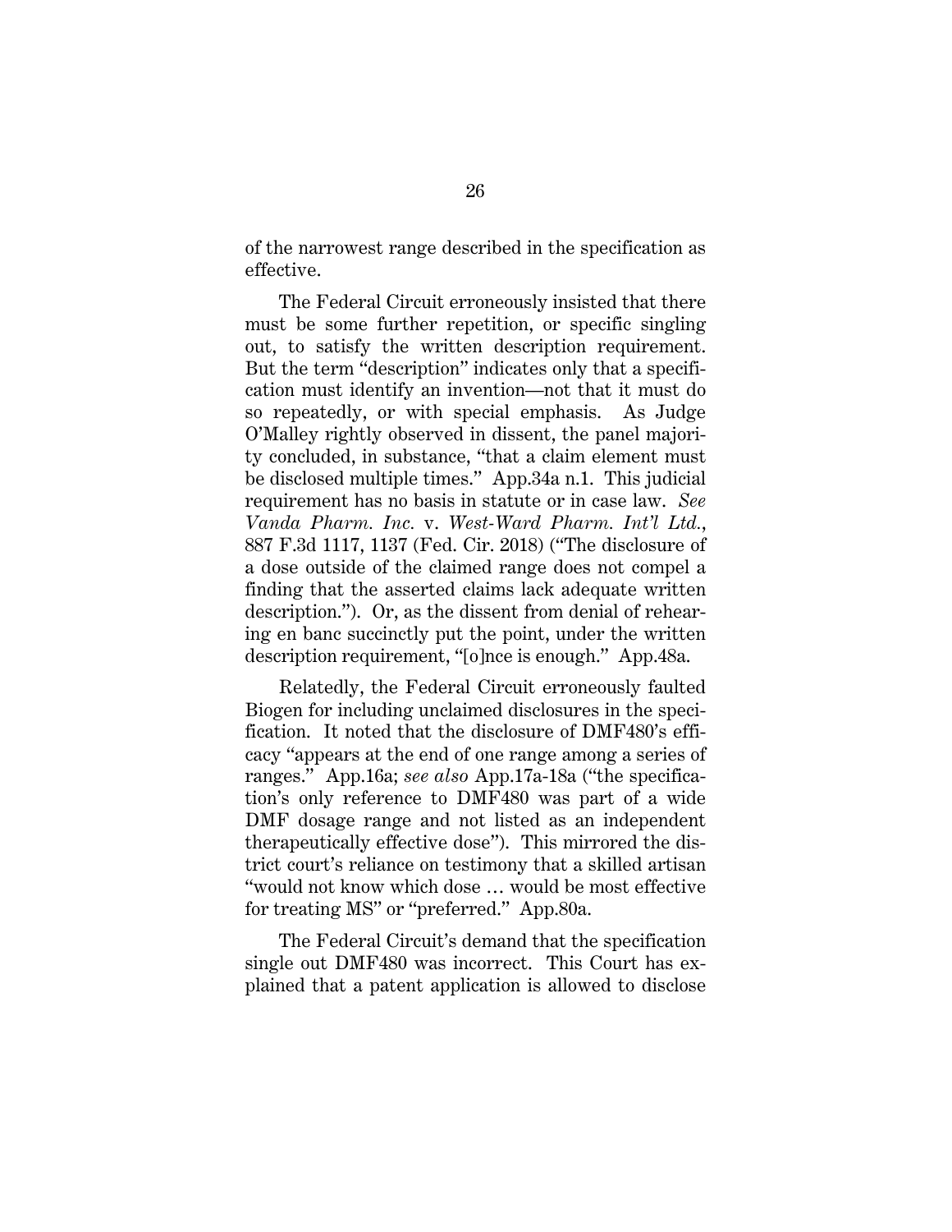of the narrowest range described in the specification as effective.

The Federal Circuit erroneously insisted that there must be some further repetition, or specific singling out, to satisfy the written description requirement. But the term "description" indicates only that a specification must identify an invention—not that it must do so repeatedly, or with special emphasis. As Judge O'Malley rightly observed in dissent, the panel majority concluded, in substance, "that a claim element must be disclosed multiple times." App.34a n.1. This judicial requirement has no basis in statute or in case law. *See Vanda Pharm. Inc.* v. *West-Ward Pharm. Int'l Ltd.*, 887 F.3d 1117, 1137 (Fed. Cir. 2018) ("The disclosure of a dose outside of the claimed range does not compel a finding that the asserted claims lack adequate written description."). Or, as the dissent from denial of rehearing en banc succinctly put the point, under the written description requirement, "[o]nce is enough." App.48a.

Relatedly, the Federal Circuit erroneously faulted Biogen for including unclaimed disclosures in the specification. It noted that the disclosure of DMF480's efficacy "appears at the end of one range among a series of ranges." App.16a; *see also* App.17a-18a ("the specification's only reference to DMF480 was part of a wide DMF dosage range and not listed as an independent therapeutically effective dose"). This mirrored the district court's reliance on testimony that a skilled artisan "would not know which dose … would be most effective for treating MS" or "preferred." App.80a.

The Federal Circuit's demand that the specification single out DMF480 was incorrect. This Court has explained that a patent application is allowed to disclose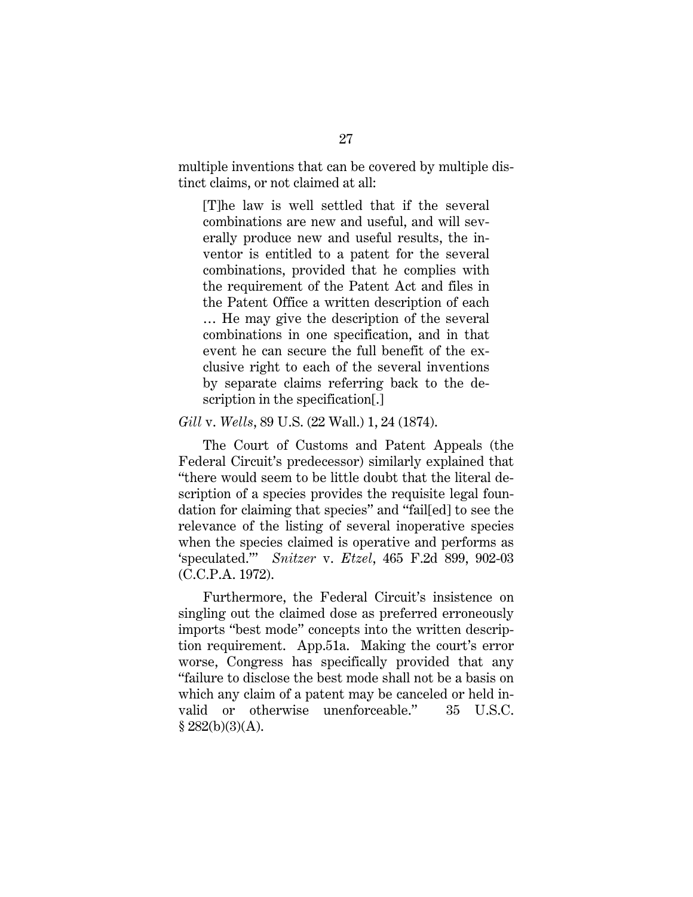multiple inventions that can be covered by multiple distinct claims, or not claimed at all:

> [T]he law is well settled that if the several combinations are new and useful, and will severally produce new and useful results, the inventor is entitled to a patent for the several combinations, provided that he complies with the requirement of the Patent Act and files in the Patent Office a written description of each … He may give the description of the several combinations in one specification, and in that event he can secure the full benefit of the exclusive right to each of the several inventions by separate claims referring back to the description in the specification[.]

*Gill* v. *Wells*, 89 U.S. (22 Wall.) 1, 24 (1874).

The Court of Customs and Patent Appeals (the Federal Circuit's predecessor) similarly explained that "there would seem to be little doubt that the literal description of a species provides the requisite legal foundation for claiming that species" and "fail[ed] to see the relevance of the listing of several inoperative species when the species claimed is operative and performs as 'speculated.'" *Snitzer* v. *Etzel*, 465 F.2d 899, 902-03 (C.C.P.A. 1972).

Furthermore, the Federal Circuit's insistence on singling out the claimed dose as preferred erroneously imports "best mode" concepts into the written description requirement. App.51a. Making the court's error worse, Congress has specifically provided that any "failure to disclose the best mode shall not be a basis on which any claim of a patent may be canceled or held invalid or otherwise unenforceable." 35 U.S.C. § 282(b)(3)(A).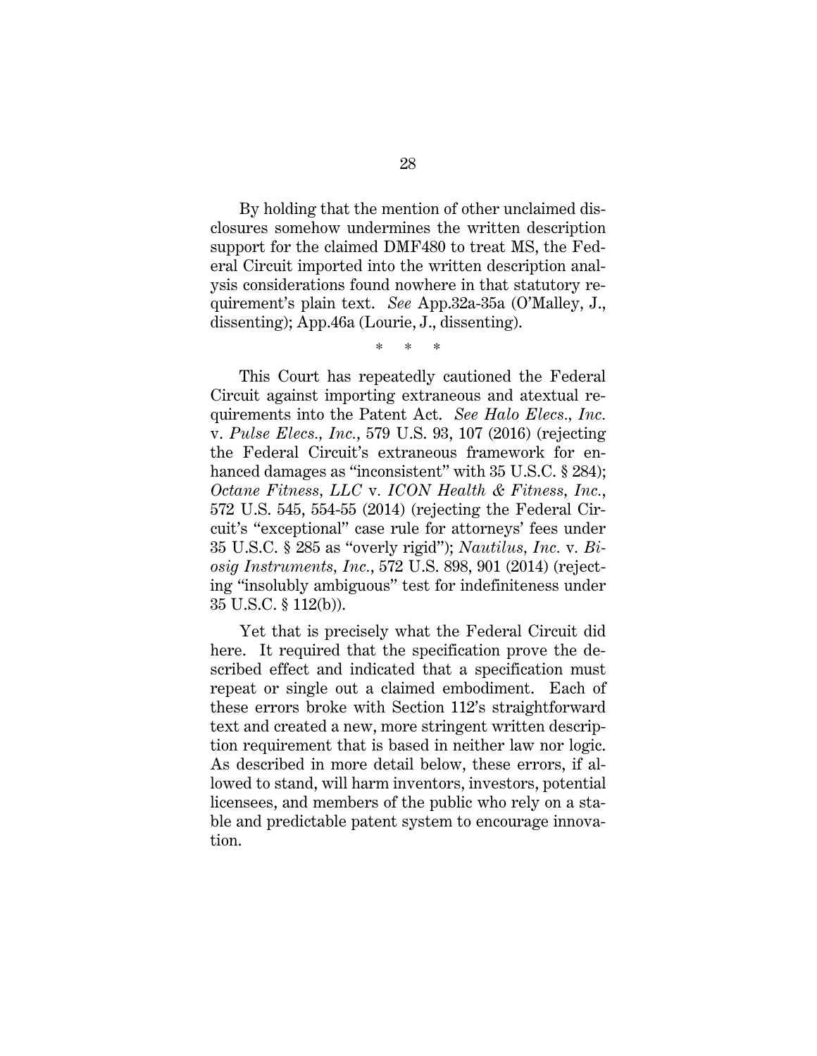By holding that the mention of other unclaimed disclosures somehow undermines the written description support for the claimed DMF480 to treat MS, the Federal Circuit imported into the written description analysis considerations found nowhere in that statutory requirement's plain text. *See* App.32a-35a (O'Malley, J., dissenting); App.46a (Lourie, J., dissenting).

\* \* \*

This Court has repeatedly cautioned the Federal Circuit against importing extraneous and atextual requirements into the Patent Act. *See Halo Elecs., Inc.* v. *Pulse Elecs., Inc.*, 579 U.S. 93, 107 (2016) (rejecting the Federal Circuit's extraneous framework for enhanced damages as "inconsistent" with 35 U.S.C. § 284); *Octane Fitness, LLC* v. *ICON Health & Fitness, Inc.*, 572 U.S. 545, 554-55 (2014) (rejecting the Federal Circuit's "exceptional" case rule for attorneys' fees under 35 U.S.C. § 285 as "overly rigid"); *Nautilus, Inc.* v. *Biosig Instruments, Inc.*, 572 U.S. 898, 901 (2014) (rejecting "insolubly ambiguous" test for indefiniteness under 35 U.S.C. § 112(b)).

Yet that is precisely what the Federal Circuit did here. It required that the specification prove the described effect and indicated that a specification must repeat or single out a claimed embodiment. Each of these errors broke with Section 112's straightforward text and created a new, more stringent written description requirement that is based in neither law nor logic. As described in more detail below, these errors, if allowed to stand, will harm inventors, investors, potential licensees, and members of the public who rely on a stable and predictable patent system to encourage innovation.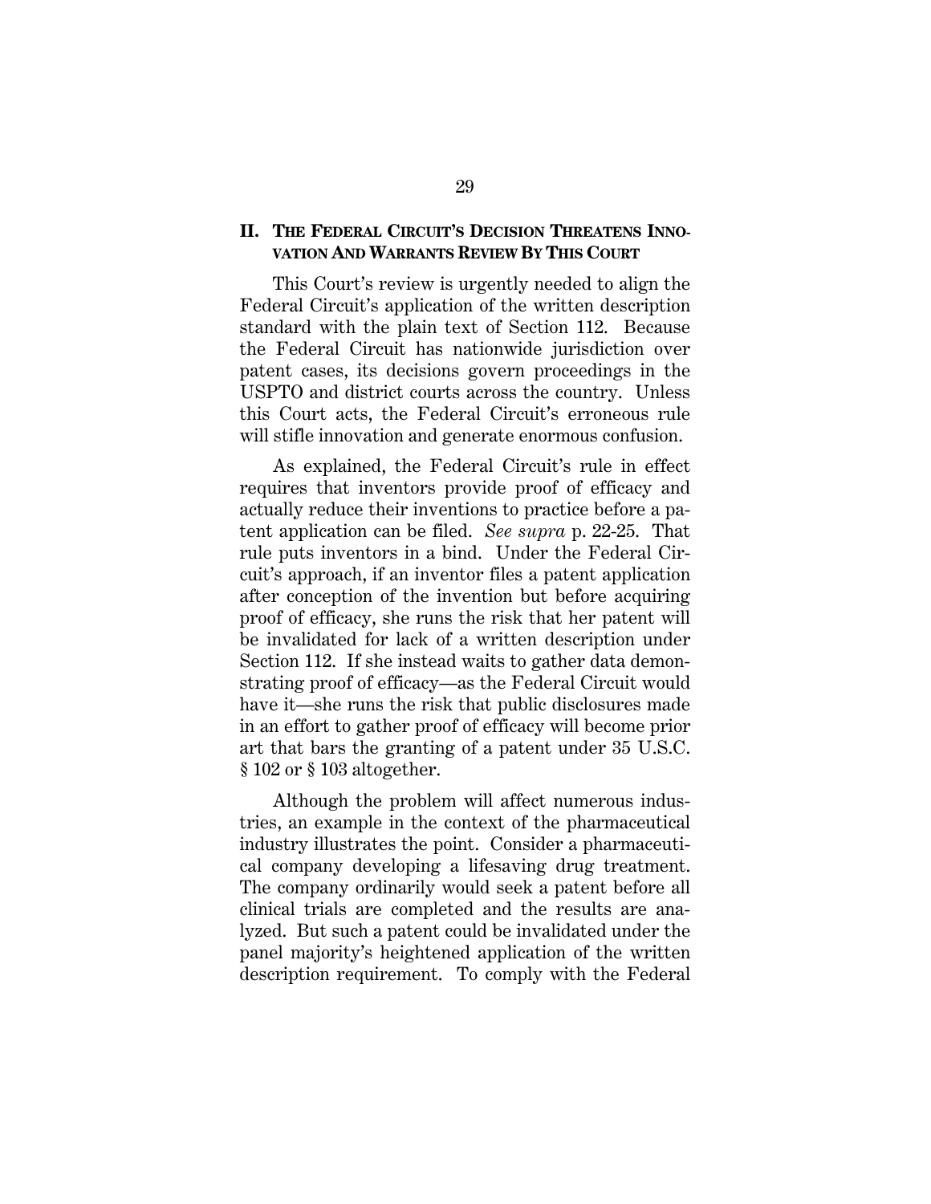## II. THE FEDERAL CIRCUIT'S DECISION THREATENS INNOVATION AND WARRANTS REVIEW BY THIS COURT

This Court's review is urgently needed to align the Federal Circuit's application of the written description standard with the plain text of Section 112. Because the Federal Circuit has nationwide jurisdiction over patent cases, its decisions govern proceedings in the USPTO and district courts across the country. Unless this Court acts, the Federal Circuit's erroneous rule will stifle innovation and generate enormous confusion.

As explained, the Federal Circuit's rule in effect requires that inventors provide proof of efficacy and actually reduce their inventions to practice before a patent application can be filed. *See supra* p. 22-25. That rule puts inventors in a bind. Under the Federal Circuit's approach, if an inventor files a patent application after conception of the invention but before acquiring proof of efficacy, she runs the risk that her patent will be invalidated for lack of a written description under Section 112. If she instead waits to gather data demonstrating proof of efficacy—as the Federal Circuit would have it—she runs the risk that public disclosures made in an effort to gather proof of efficacy will become prior art that bars the granting of a patent under 35 U.S.C. § 102 or § 103 altogether.

Although the problem will affect numerous industries, an example in the context of the pharmaceutical industry illustrates the point. Consider a pharmaceutical company developing a lifesaving drug treatment. The company ordinarily would seek a patent before all clinical trials are completed and the results are analyzed. But such a patent could be invalidated under the panel majority's heightened application of the written description requirement. To comply with the Federal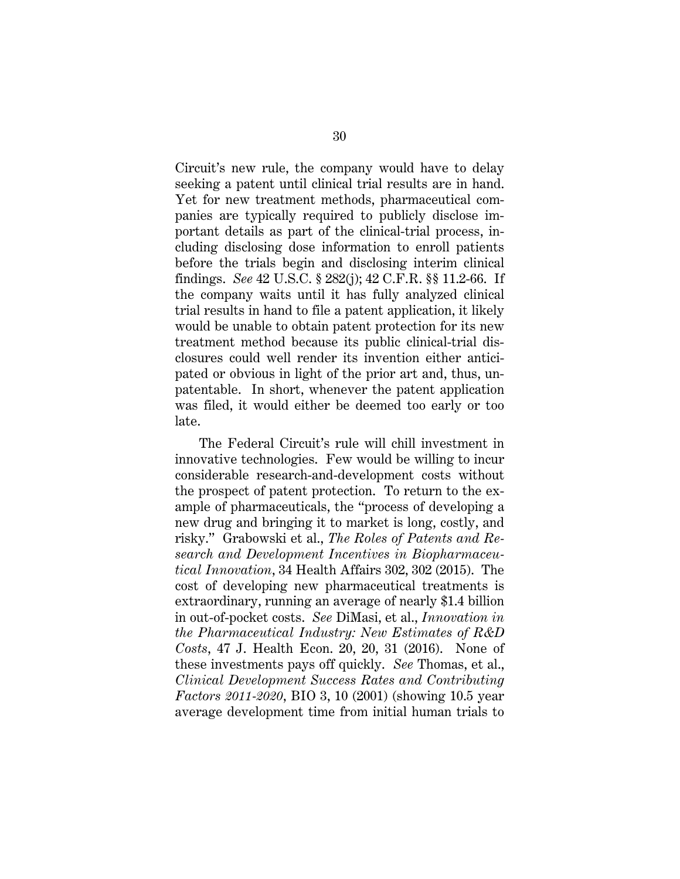Circuit's new rule, the company would have to delay seeking a patent until clinical trial results are in hand. Yet for new treatment methods, pharmaceutical companies are typically required to publicly disclose important details as part of the clinical-trial process, including disclosing dose information to enroll patients before the trials begin and disclosing interim clinical findings. *See* 42 U.S.C. § 282(j); 42 C.F.R. §§ 11.2-66. If the company waits until it has fully analyzed clinical trial results in hand to file a patent application, it likely would be unable to obtain patent protection for its new treatment method because its public clinical-trial disclosures could well render its invention either anticipated or obvious in light of the prior art and, thus, unpatentable. In short, whenever the patent application was filed, it would either be deemed too early or too late.

The Federal Circuit's rule will chill investment in innovative technologies. Few would be willing to incur considerable research-and-development costs without the prospect of patent protection. To return to the example of pharmaceuticals, the "process of developing a new drug and bringing it to market is long, costly, and risky." Grabowski et al., *The Roles of Patents and Research and Development Incentives in Biopharmaceutical Innovation*, 34 Health Affairs 302, 302 (2015). The cost of developing new pharmaceutical treatments is extraordinary, running an average of nearly $1.4 billion in out-of-pocket costs. *See* DiMasi, et al., *Innovation in the Pharmaceutical Industry: New Estimates of R&D Costs*, 47 J. Health Econ. 20, 20, 31 (2016). None of these investments pays off quickly. *See* Thomas, et al., *Clinical Development Success Rates and Contributing Factors 2011-2020*, BIO 3, 10 (2001) (showing 10.5 year average development time from initial human trials to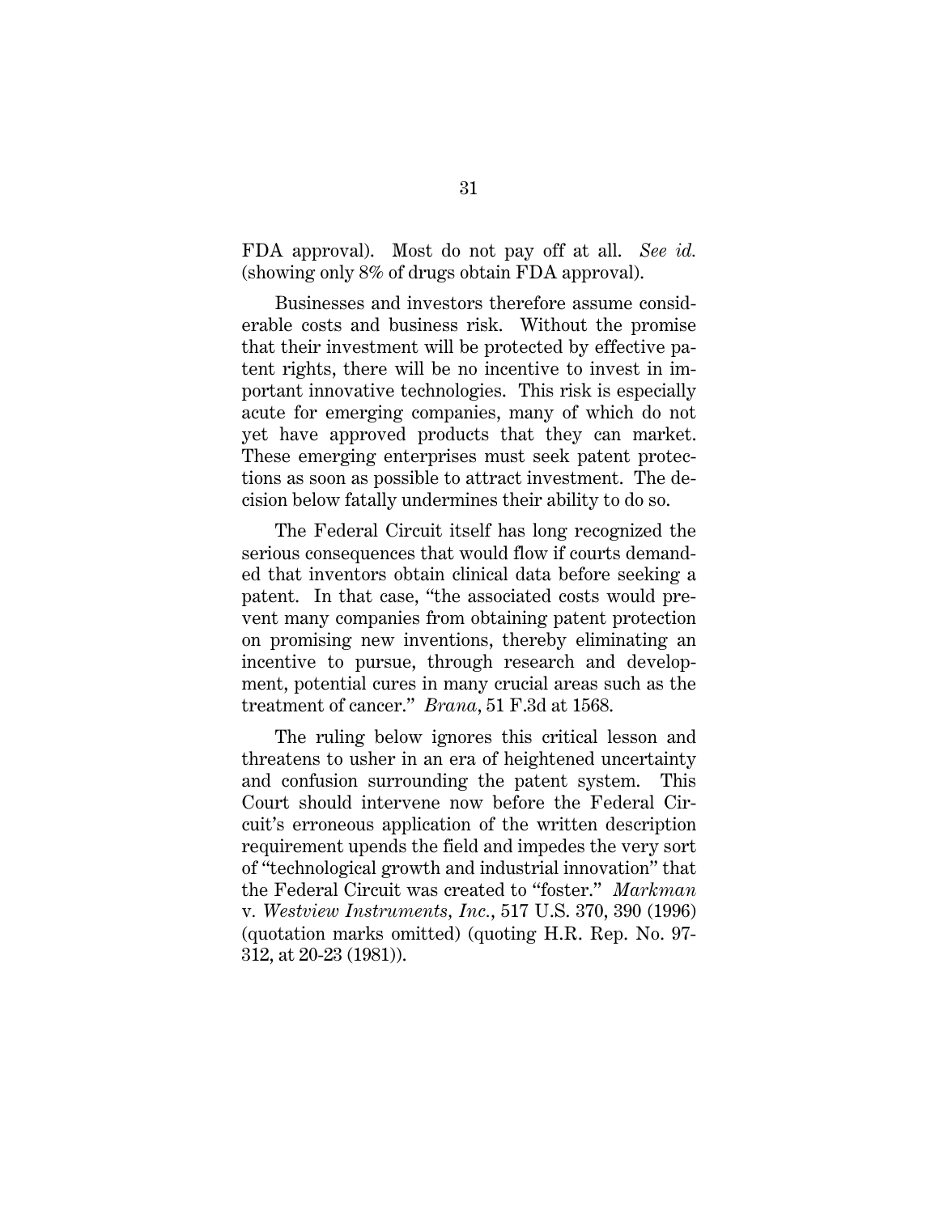FDA approval). Most do not pay off at all. *See id.* (showing only 8% of drugs obtain FDA approval).

Businesses and investors therefore assume considerable costs and business risk. Without the promise that their investment will be protected by effective patent rights, there will be no incentive to invest in important innovative technologies. This risk is especially acute for emerging companies, many of which do not yet have approved products that they can market. These emerging enterprises must seek patent protections as soon as possible to attract investment. The decision below fatally undermines their ability to do so.

The Federal Circuit itself has long recognized the serious consequences that would flow if courts demanded that inventors obtain clinical data before seeking a patent. In that case, "the associated costs would prevent many companies from obtaining patent protection on promising new inventions, thereby eliminating an incentive to pursue, through research and development, potential cures in many crucial areas such as the treatment of cancer." *Brana*, 51 F.3d at 1568.

The ruling below ignores this critical lesson and threatens to usher in an era of heightened uncertainty and confusion surrounding the patent system. This Court should intervene now before the Federal Circuit's erroneous application of the written description requirement upends the field and impedes the very sort of "technological growth and industrial innovation" that the Federal Circuit was created to "foster." *Markman* v. *Westview Instruments, Inc.*, 517 U.S. 370, 390 (1996) (quotation marks omitted) (quoting H.R. Rep. No. 97-312, at 20-23 (1981)).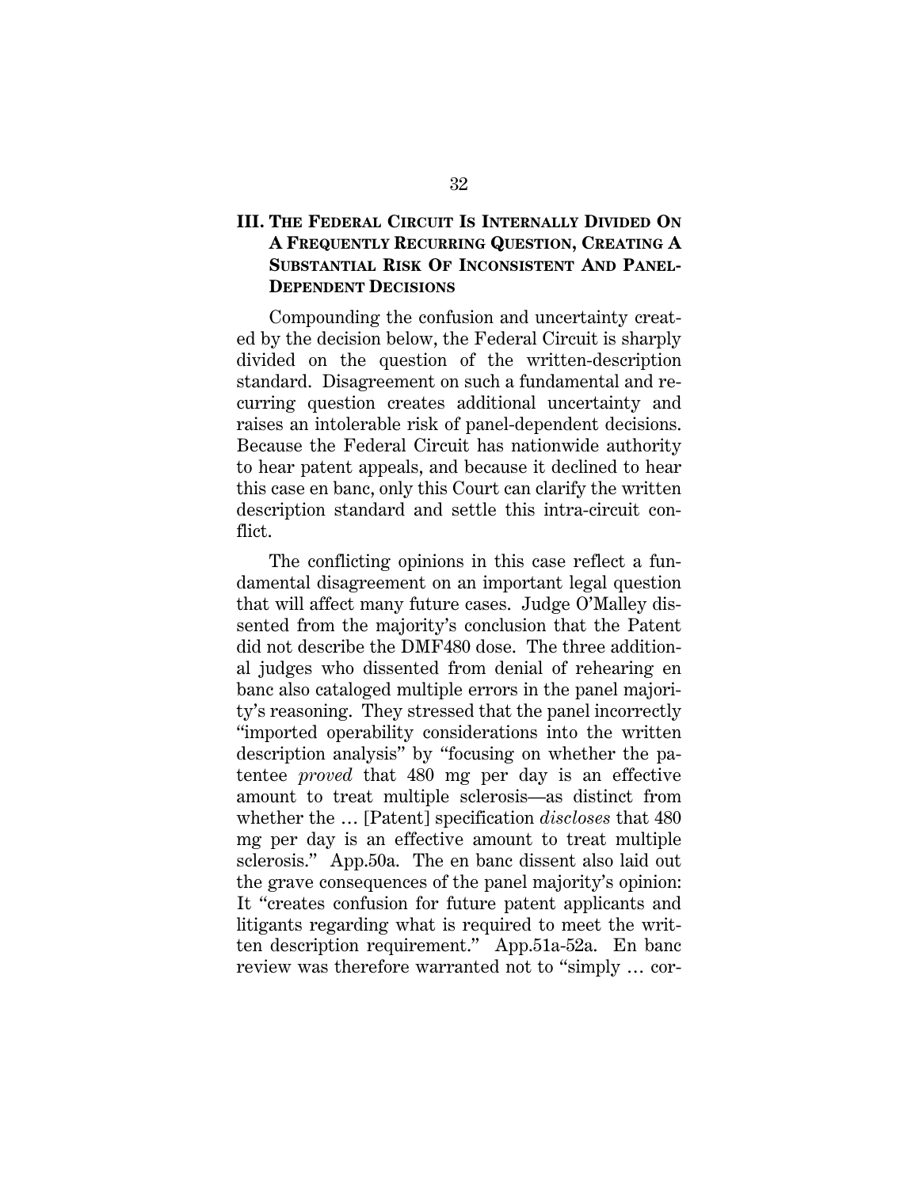## III. The Federal Circuit Is Internally Divided On A Frequently Recurring Question, Creating A Substantial Risk Of Inconsistent And Panel-Dependent Decisions

Compounding the confusion and uncertainty created by the decision below, the Federal Circuit is sharply divided on the question of the written-description standard. Disagreement on such a fundamental and recurring question creates additional uncertainty and raises an intolerable risk of panel-dependent decisions. Because the Federal Circuit has nationwide authority to hear patent appeals, and because it declined to hear this case en banc, only this Court can clarify the written description standard and settle this intra-circuit conflict.

The conflicting opinions in this case reflect a fundamental disagreement on an important legal question that will affect many future cases. Judge O'Malley dissented from the majority's conclusion that the Patent did not describe the DMF480 dose. The three additional judges who dissented from denial of rehearing en banc also cataloged multiple errors in the panel majority's reasoning. They stressed that the panel incorrectly "imported operability considerations into the written description analysis" by "focusing on whether the patentee *proved* that 480 mg per day is an effective amount to treat multiple sclerosis—as distinct from whether the … [Patent] specification *discloses* that 480 mg per day is an effective amount to treat multiple sclerosis." App.50a. The en banc dissent also laid out the grave consequences of the panel majority's opinion: It "creates confusion for future patent applicants and litigants regarding what is required to meet the written description requirement." App.51a-52a. En banc review was therefore warranted not to "simply … cor-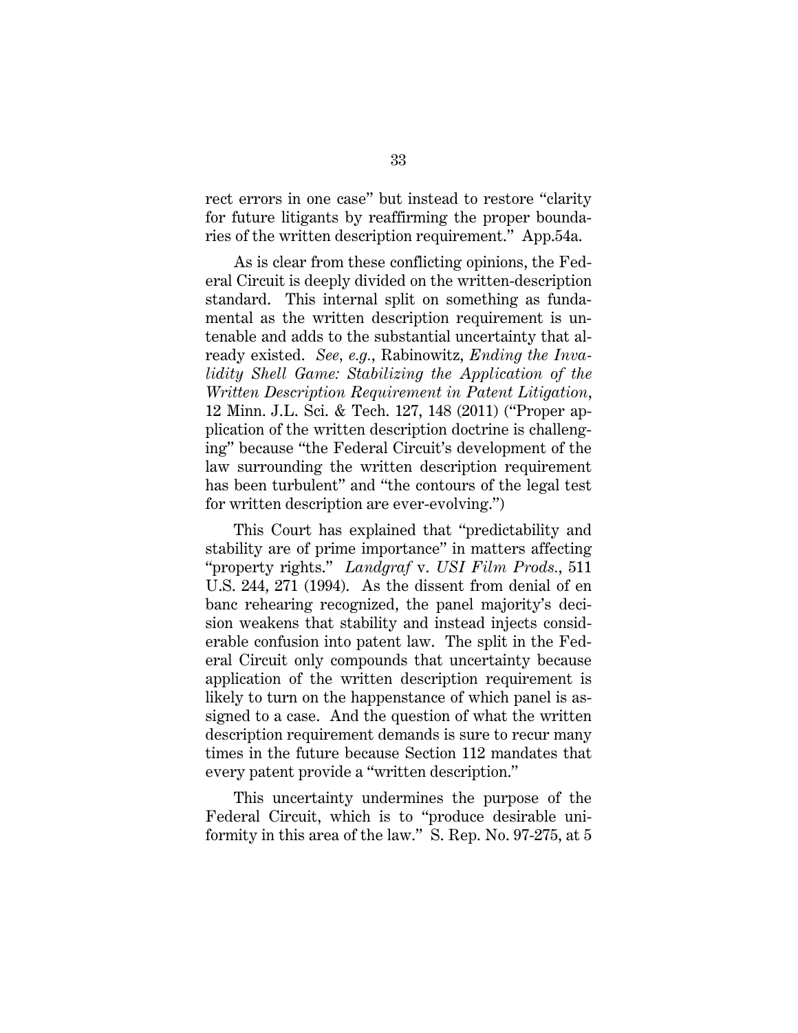rect errors in one case" but instead to restore "clarity for future litigants by reaffirming the proper boundaries of the written description requirement." App.54a.

As is clear from these conflicting opinions, the Federal Circuit is deeply divided on the written-description standard. This internal split on something as fundamental as the written description requirement is untenable and adds to the substantial uncertainty that already existed. *See, e.g.*, Rabinowitz, *Ending the Invalidity Shell Game: Stabilizing the Application of the Written Description Requirement in Patent Litigation*, 12 Minn. J.L. Sci. & Tech. 127, 148 (2011) ("Proper application of the written description doctrine is challenging" because "the Federal Circuit's development of the law surrounding the written description requirement has been turbulent" and "the contours of the legal test for written description are ever-evolving.")

This Court has explained that "predictability and stability are of prime importance" in matters affecting "property rights." *Landgraf* v. *USI Film Prods.*, 511 U.S. 244, 271 (1994). As the dissent from denial of en banc rehearing recognized, the panel majority's decision weakens that stability and instead injects considerable confusion into patent law. The split in the Federal Circuit only compounds that uncertainty because application of the written description requirement is likely to turn on the happenstance of which panel is assigned to a case. And the question of what the written description requirement demands is sure to recur many times in the future because Section 112 mandates that every patent provide a "written description."

This uncertainty undermines the purpose of the Federal Circuit, which is to "produce desirable uniformity in this area of the law." S. Rep. No. 97-275, at 5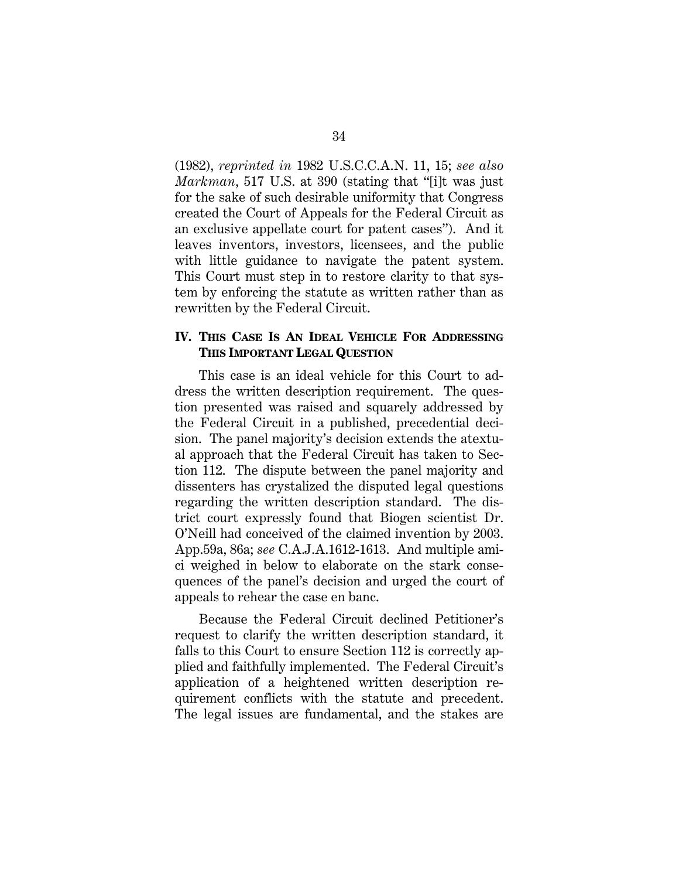(1982), *reprinted in* 1982 U.S.C.C.A.N. 11, 15; *see also Markman*, 517 U.S. at 390 (stating that "[i]t was just for the sake of such desirable uniformity that Congress created the Court of Appeals for the Federal Circuit as an exclusive appellate court for patent cases"). And it leaves inventors, investors, licensees, and the public with little guidance to navigate the patent system. This Court must step in to restore clarity to that system by enforcing the statute as written rather than as rewritten by the Federal Circuit.

## IV. THIS CASE IS AN IDEAL VEHICLE FOR ADDRESSING THIS IMPORTANT LEGAL QUESTION

This case is an ideal vehicle for this Court to address the written description requirement. The question presented was raised and squarely addressed by the Federal Circuit in a published, precedential decision. The panel majority's decision extends the atextual approach that the Federal Circuit has taken to Section 112. The dispute between the panel majority and dissenters has crystalized the disputed legal questions regarding the written description standard. The district court expressly found that Biogen scientist Dr. O'Neill had conceived of the claimed invention by 2003. App.59a, 86a; *see* C.A.J.A.1612-1613. And multiple amici weighed in below to elaborate on the stark consequences of the panel's decision and urged the court of appeals to rehear the case en banc.

Because the Federal Circuit declined Petitioner's request to clarify the written description standard, it falls to this Court to ensure Section 112 is correctly applied and faithfully implemented. The Federal Circuit's application of a heightened written description requirement conflicts with the statute and precedent. The legal issues are fundamental, and the stakes are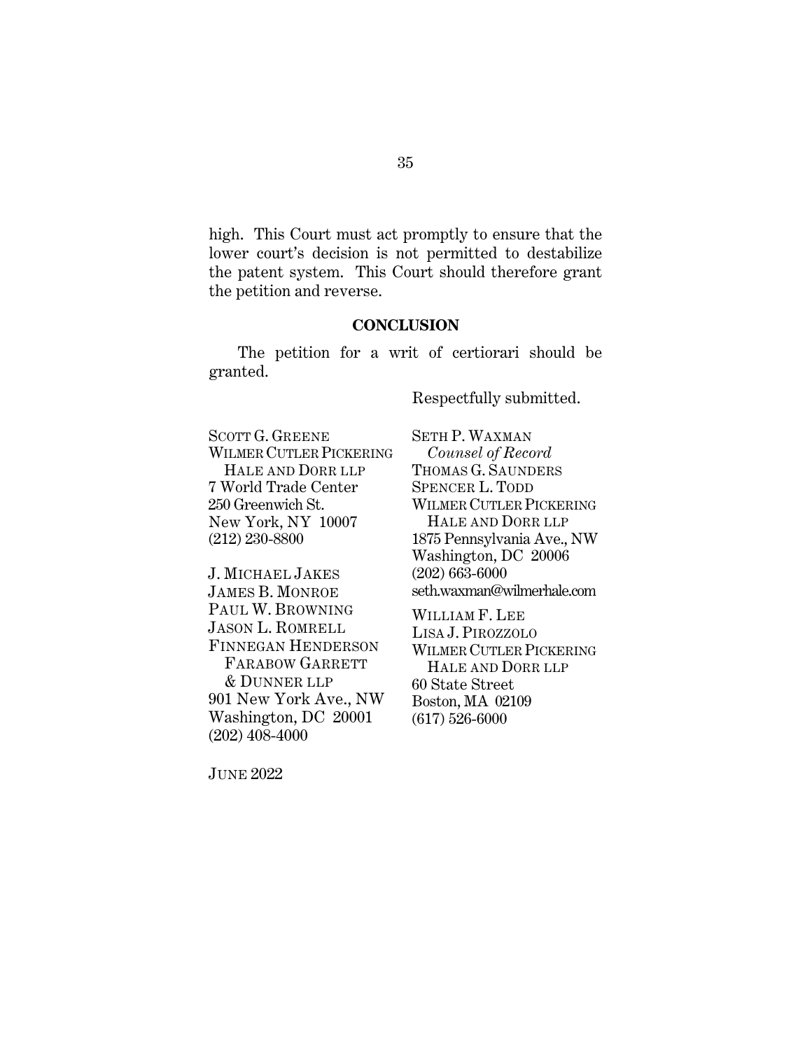high. This Court must act promptly to ensure that the lower court's decision is not permitted to destabilize the patent system. This Court should therefore grant the petition and reverse.

## CONCLUSION

The petition for a writ of certiorari should be granted.

Respectfully submitted.

SETH P. WAXMAN
*Counsel of Record*
THOMAS G. SAUNDERS
SPENCER L. TODD
WILMER CUTLER PICKERING
HALE AND DORR LLP
1875 Pennsylvania Ave., NW
Washington, DC 20006
(202) 663-6000
seth.waxman@wilmerhale.com

WILLIAM F. LEE
LISA J. PIROZZOLO
WILMER CUTLER PICKERING
HALE AND DORR LLP
60 State Street
Boston, MA 02109
(617) 526-6000

SCOTT G. GREENE
WILMER CUTLER PICKERING
HALE AND DORR LLP
7 World Trade Center
250 Greenwich St.
New York, NY 10007
(212) 230-8800

J. MICHAEL JAKES
JAMES B. MONROE
PAUL W. BROWNING
JASON L. ROMRELL
FINNEGAN HENDERSON
FARABOW GARRETT
& DUNNER LLP
901 New York Ave., NW
Washington, DC 20001
(202) 408-4000

JUNE 2022